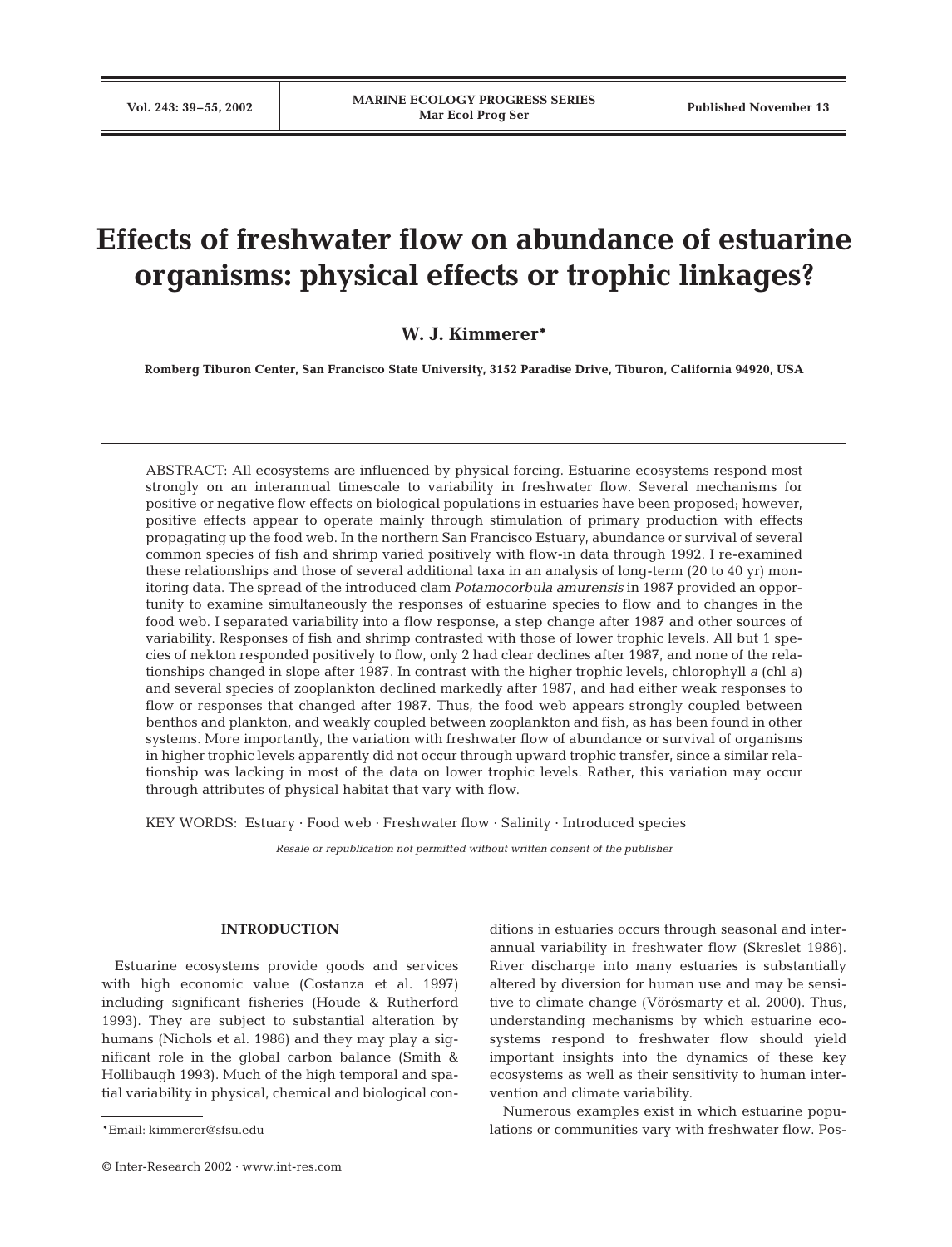# Effects of freshwater flow on abundance of estuarine organisms: physical effects or trophic linkages?

**W. J. Kimmerer***

**Romberg Tiburon Center, San Francisco State University, 3152 Paradise Drive, Tiburon, California 94920, USA**

ABSTRACT: All ecosystems are influenced by physical forcing. Estuarine ecosystems respond most strongly on an interannual timescale to variability in freshwater flow. Several mechanisms for positive or negative flow effects on biological populations in estuaries have been proposed; however, positive effects appear to operate mainly through stimulation of primary production with effects propagating up the food web. In the northern San Francisco Estuary, abundance or survival of several common species of fish and shrimp varied positively with flow-in data through 1992. I re-examined these relationships and those of several additional taxa in an analysis of long-term (20 to 40 yr) monitoring data. The spread of the introduced clam *Potamocorbula amurensis* in 1987 provided an opportunity to examine simultaneously the responses of estuarine species to flow and to changes in the food web. I separated variability into a flow response, a step change after 1987 and other sources of variability. Responses of fish and shrimp contrasted with those of lower trophic levels. All but 1 species of nekton responded positively to flow, only 2 had clear declines after 1987, and none of the relationships changed in slope after 1987. In contrast with the higher trophic levels, chlorophyll *a* (chl *a*) and several species of zooplankton declined markedly after 1987, and had either weak responses to flow or responses that changed after 1987. Thus, the food web appears strongly coupled between benthos and plankton, and weakly coupled between zooplankton and fish, as has been found in other systems. More importantly, the variation with freshwater flow of abundance or survival of organisms in higher trophic levels apparently did not occur through upward trophic transfer, since a similar relationship was lacking in most of the data on lower trophic levels. Rather, this variation may occur through attributes of physical habitat that vary with flow.

KEY WORDS: Estuary · Food web · Freshwater flow · Salinity · Introduced species

*Resale or republication not permitted without written consent of the publisher*

## INTRODUCTION

Estuarine ecosystems provide goods and services with high economic value (Costanza et al. 1997) including significant fisheries (Houde & Rutherford 1993). They are subject to substantial alteration by humans (Nichols et al. 1986) and they may play a significant role in the global carbon balance (Smith & Hollibaugh 1993). Much of the high temporal and spatial variability in physical, chemical and biological conditions in estuaries occurs through seasonal and interannual variability in freshwater flow (Skreslet 1986). River discharge into many estuaries is substantially altered by diversion for human use and may be sensitive to climate change (Vörösmarty et al. 2000). Thus, understanding mechanisms by which estuarine ecosystems respond to freshwater flow should yield important insights into the dynamics of these key ecosystems as well as their sensitivity to human intervention and climate variability.

Numerous examples exist in which estuarine populations or communities vary with freshwater flow. Pos-

*Email: kimmerer@sfsu.edu

© Inter-Research 2002 · www.int-res.com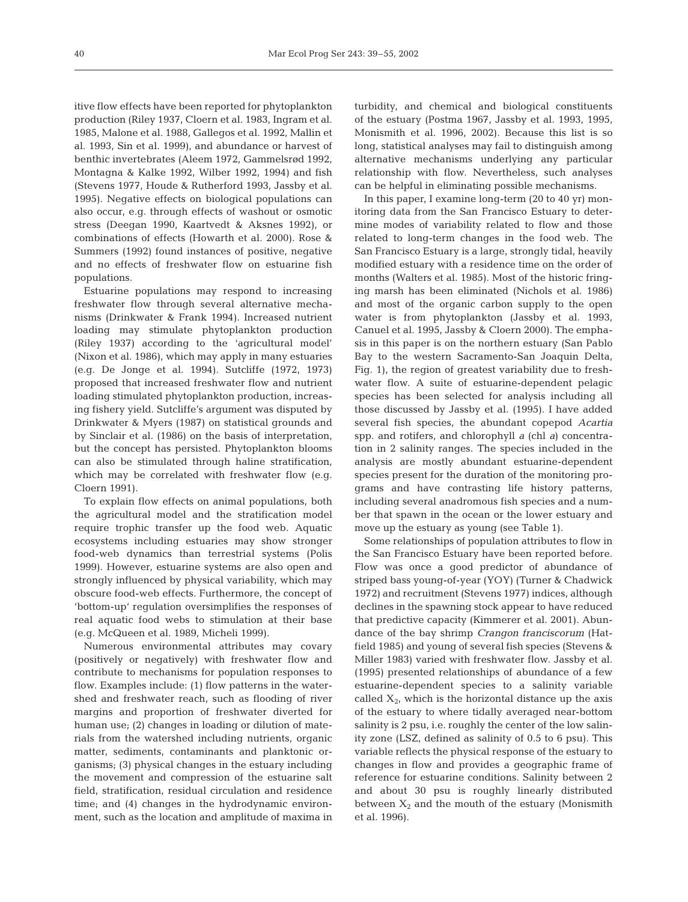itive flow effects have been reported for phytoplankton production (Riley 1937, Cloern et al. 1983, Ingram et al. 1985, Malone et al. 1988, Gallegos et al. 1992, Mallin et al. 1993, Sin et al. 1999), and abundance or harvest of benthic invertebrates (Aleem 1972, Gammelsrød 1992, Montagna & Kalke 1992, Wilber 1992, 1994) and fish (Stevens 1977, Houde & Rutherford 1993, Jassby et al. 1995). Negative effects on biological populations can also occur, e.g. through effects of washout or osmotic stress (Deegan 1990, Kaartvedt & Aksnes 1992), or combinations of effects (Howarth et al. 2000). Rose & Summers (1992) found instances of positive, negative and no effects of freshwater flow on estuarine fish populations.

Estuarine populations may respond to increasing freshwater flow through several alternative mechanisms (Drinkwater & Frank 1994). Increased nutrient loading may stimulate phytoplankton production (Riley 1937) according to the 'agricultural model' (Nixon et al. 1986), which may apply in many estuaries (e.g. De Jonge et al. 1994). Sutcliffe (1972, 1973) proposed that increased freshwater flow and nutrient loading stimulated phytoplankton production, increasing fishery yield. Sutcliffe's argument was disputed by Drinkwater & Myers (1987) on statistical grounds and by Sinclair et al. (1986) on the basis of interpretation, but the concept has persisted. Phytoplankton blooms can also be stimulated through haline stratification, which may be correlated with freshwater flow (e.g. Cloern 1991).

To explain flow effects on animal populations, both the agricultural model and the stratification model require trophic transfer up the food web. Aquatic ecosystems including estuaries may show stronger food-web dynamics than terrestrial systems (Polis 1999). However, estuarine systems are also open and strongly influenced by physical variability, which may obscure food-web effects. Furthermore, the concept of 'bottom-up' regulation oversimplifies the responses of real aquatic food webs to stimulation at their base (e.g. McQueen et al. 1989, Micheli 1999).

Numerous environmental attributes may covary (positively or negatively) with freshwater flow and contribute to mechanisms for population responses to flow. Examples include: (1) flow patterns in the watershed and freshwater reach, such as flooding of river margins and proportion of freshwater diverted for human use; (2) changes in loading or dilution of materials from the watershed including nutrients, organic matter, sediments, contaminants and planktonic organisms; (3) physical changes in the estuary including the movement and compression of the estuarine salt field, stratification, residual circulation and residence time; and (4) changes in the hydrodynamic environment, such as the location and amplitude of maxima in turbidity, and chemical and biological constituents of the estuary (Postma 1967, Jassby et al. 1993, 1995, Monismith et al. 1996, 2002). Because this list is so long, statistical analyses may fail to distinguish among alternative mechanisms underlying any particular relationship with flow. Nevertheless, such analyses can be helpful in eliminating possible mechanisms.

In this paper, I examine long-term (20 to 40 yr) monitoring data from the San Francisco Estuary to determine modes of variability related to flow and those related to long-term changes in the food web. The San Francisco Estuary is a large, strongly tidal, heavily modified estuary with a residence time on the order of months (Walters et al. 1985). Most of the historic fringing marsh has been eliminated (Nichols et al. 1986) and most of the organic carbon supply to the open water is from phytoplankton (Jassby et al. 1993, Canuel et al. 1995, Jassby & Cloern 2000). The emphasis in this paper is on the northern estuary (San Pablo Bay to the western Sacramento-San Joaquin Delta, Fig. 1), the region of greatest variability due to freshwater flow. A suite of estuarine-dependent pelagic species has been selected for analysis including all those discussed by Jassby et al. (1995). I have added several fish species, the abundant copepod *Acartia* spp. and rotifers, and chlorophyll *a* (chl *a*) concentration in 2 salinity ranges. The species included in the analysis are mostly abundant estuarine-dependent species present for the duration of the monitoring programs and have contrasting life history patterns, including several anadromous fish species and a number that spawn in the ocean or the lower estuary and move up the estuary as young (see Table 1).

Some relationships of population attributes to flow in the San Francisco Estuary have been reported before. Flow was once a good predictor of abundance of striped bass young-of-year (YOY) (Turner & Chadwick 1972) and recruitment (Stevens 1977) indices, although declines in the spawning stock appear to have reduced that predictive capacity (Kimmerer et al. 2001). Abundance of the bay shrimp *Crangon franciscorum* (Hatfield 1985) and young of several fish species (Stevens & Miller 1983) varied with freshwater flow. Jassby et al. (1995) presented relationships of abundance of a few estuarine-dependent species to a salinity variable called $X_2$, which is the horizontal distance up the axis of the estuary to where tidally averaged near-bottom salinity is 2 psu, i.e. roughly the center of the low salinity zone (LSZ, defined as salinity of 0.5 to 6 psu). This variable reflects the physical response of the estuary to changes in flow and provides a geographic frame of reference for estuarine conditions. Salinity between 2 and about 30 psu is roughly linearly distributed between $X_2$ and the mouth of the estuary (Monismith et al. 1996).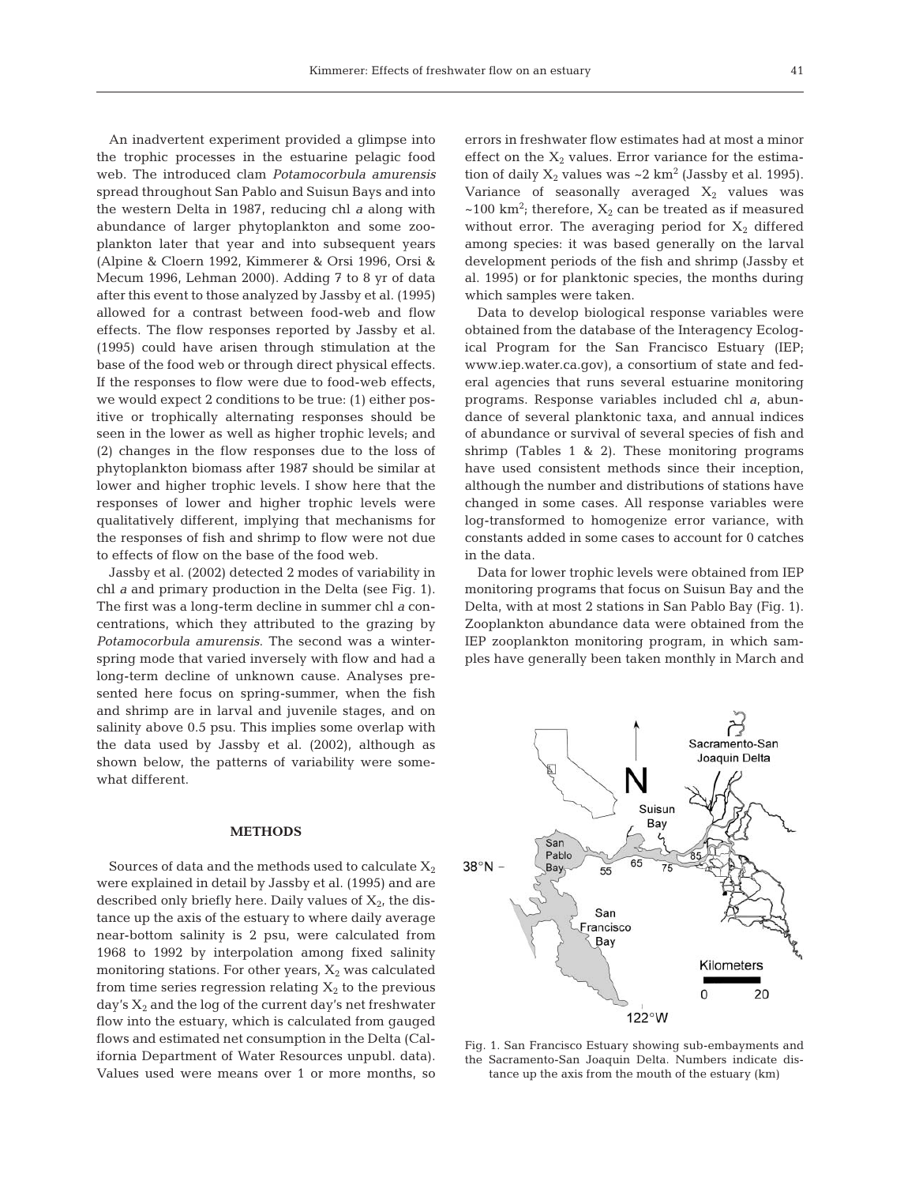An inadvertent experiment provided a glimpse into the trophic processes in the estuarine pelagic food web. The introduced clam *Potamocorbula amurensis* spread throughout San Pablo and Suisun Bays and into the western Delta in 1987, reducing chl *a* along with abundance of larger phytoplankton and some zooplankton later that year and into subsequent years (Alpine & Cloern 1992, Kimmerer & Orsi 1996, Orsi & Mecum 1996, Lehman 2000). Adding 7 to 8 yr of data after this event to those analyzed by Jassby et al. (1995) allowed for a contrast between food-web and flow effects. The flow responses reported by Jassby et al. (1995) could have arisen through stimulation at the base of the food web or through direct physical effects. If the responses to flow were due to food-web effects, we would expect 2 conditions to be true: (1) either positive or trophically alternating responses should be seen in the lower as well as higher trophic levels; and (2) changes in the flow responses due to the loss of phytoplankton biomass after 1987 should be similar at lower and higher trophic levels. I show here that the responses of lower and higher trophic levels were qualitatively different, implying that mechanisms for the responses of fish and shrimp to flow were not due to effects of flow on the base of the food web.

Jassby et al. (2002) detected 2 modes of variability in chl *a* and primary production in the Delta (see Fig. 1). The first was a long-term decline in summer chl *a* concentrations, which they attributed to the grazing by *Potamocorbula amurensis*. The second was a winter-spring mode that varied inversely with flow and had a long-term decline of unknown cause. Analyses presented here focus on spring-summer, when the fish and shrimp are in larval and juvenile stages, and on salinity above 0.5 psu. This implies some overlap with the data used by Jassby et al. (2002), although as shown below, the patterns of variability were somewhat different.

## METHODS

Sources of data and the methods used to calculate $X_2$ were explained in detail by Jassby et al. (1995) and are described only briefly here. Daily values of $X_2$, the distance up the axis of the estuary to where daily average near-bottom salinity is 2 psu, were calculated from 1968 to 1992 by interpolation among fixed salinity monitoring stations. For other years, $X_2$ was calculated from time series regression relating $X_2$ to the previous day's $X_2$ and the log of the current day's net freshwater flow into the estuary, which is calculated from gauged flows and estimated net consumption in the Delta (California Department of Water Resources unpubl. data). Values used were means over 1 or more months, so errors in freshwater flow estimates had at most a minor effect on the $X_2$ values. Error variance for the estimation of daily $X_2$ values was ~2 km$^2$ (Jassby et al. 1995). Variance of seasonally averaged $X_2$ values was ~100 km$^2$; therefore, $X_2$ can be treated as if measured without error. The averaging period for $X_2$ differed among species: it was based generally on the larval development periods of the fish and shrimp (Jassby et al. 1995) or for planktonic species, the months during which samples were taken.

Data to develop biological response variables were obtained from the database of the Interagency Ecological Program for the San Francisco Estuary (IEP; www.iep.water.ca.gov), a consortium of state and federal agencies that runs several estuarine monitoring programs. Response variables included chl *a*, abundance of several planktonic taxa, and annual indices of abundance or survival of several species of fish and shrimp (Tables 1 & 2). These monitoring programs have used consistent methods since their inception, although the number and distributions of stations have changed in some cases. All response variables were log-transformed to homogenize error variance, with constants added in some cases to account for 0 catches in the data.

Data for lower trophic levels were obtained from IEP monitoring programs that focus on Suisun Bay and the Delta, with at most 2 stations in San Pablo Bay (Fig. 1). Zooplankton abundance data were obtained from the IEP zooplankton monitoring program, in which samples have generally been taken monthly in March and

Fig. 1. San Francisco Estuary showing sub-embayments and the Sacramento-San Joaquin Delta. Numbers indicate distance up the axis from the mouth of the estuary (km)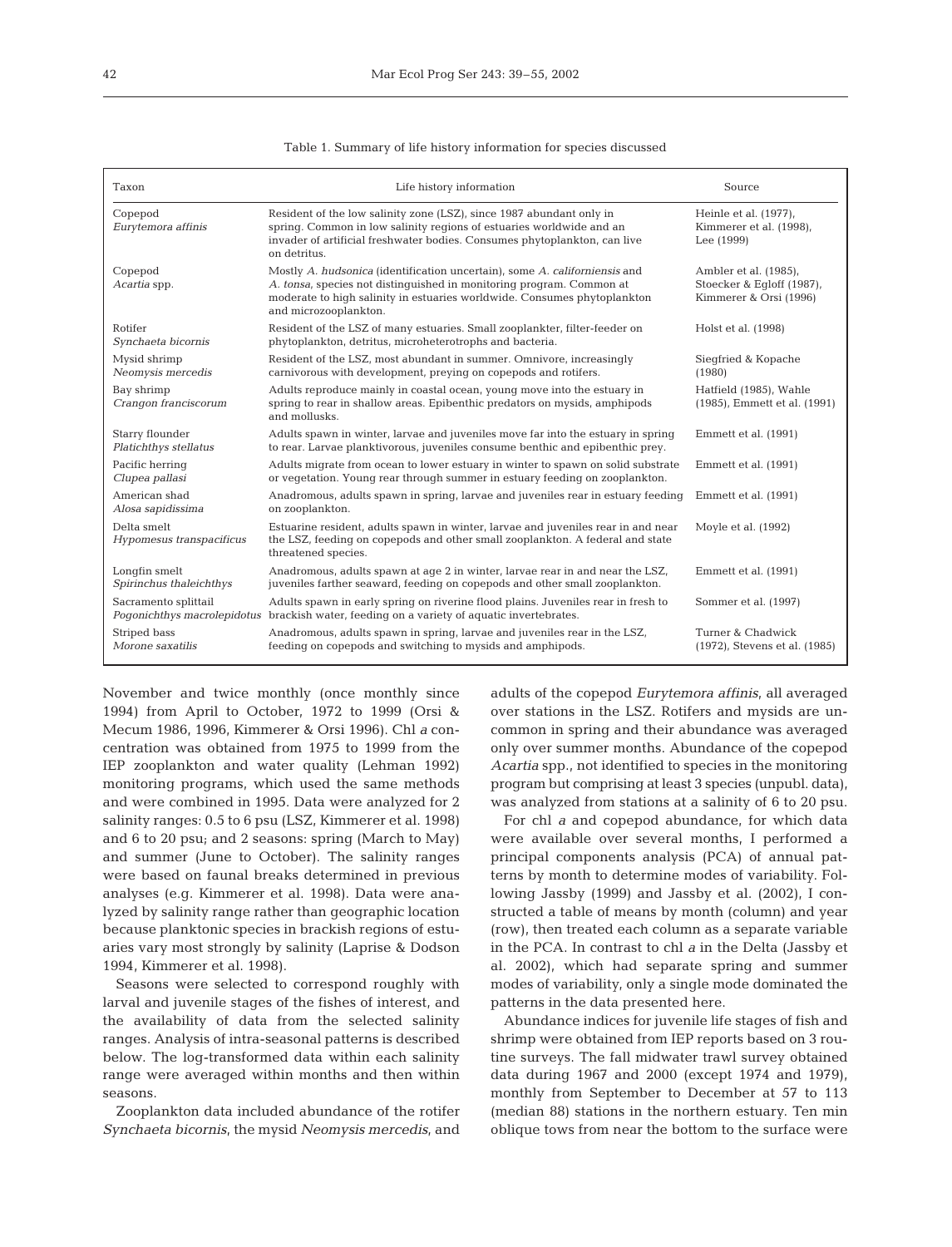Table 1. Summary of life history information for species discussed

| Taxon | Life history information | Source |
|---|---|---|
| Copepod *Eurytemora affinis* | Resident of the low salinity zone (LSZ), since 1987 abundant only in spring. Common in low salinity regions of estuaries worldwide and an invader of artificial freshwater bodies. Consumes phytoplankton, can live on detritus. | Heinle et al. (1977), Kimmerer et al. (1998), Lee (1999) |
| Copepod *Acartia* spp. | Mostly *A. hudsonica* (identification uncertain), some *A. californiensis* and *A. tonsa*, species not distinguished in monitoring program. Common at moderate to high salinity in estuaries worldwide. Consumes phytoplankton and microzooplankton. | Ambler et al. (1985), Stoecker & Egloff (1987), Kimmerer & Orsi (1996) |
| Rotifer *Synchaeta bicornis* | Resident of the LSZ of many estuaries. Small zooplankter, filter-feeder on phytoplankton, detritus, microheterotrophs and bacteria. | Holst et al. (1998) |
| Mysid shrimp *Neomysis mercedis* | Resident of the LSZ, most abundant in summer. Omnivore, increasingly carnivorous with development, preying on copepods and rotifers. | Siegfried & Kopache (1980) |
| Bay shrimp *Crangon franciscorum* | Adults reproduce mainly in coastal ocean, young move into the estuary in spring to rear in shallow areas. Epibenthic predators on mysids, amphipods and mollusks. | Hatfield (1985), Wahle (1985), Emmett et al. (1991) |
| Starry flounder *Platichthys stellatus* | Adults spawn in winter, larvae and juveniles move far into the estuary in spring to rear. Larvae planktivorous, juveniles consume benthic and epibenthic prey. | Emmett et al. (1991) |
| Pacific herring *Clupea pallasi* | Adults migrate from ocean to lower estuary in winter to spawn on solid substrate or vegetation. Young rear through summer in estuary feeding on zooplankton. | Emmett et al. (1991) |
| American shad *Alosa sapidissima* | Anadromous, adults spawn in spring, larvae and juveniles rear in estuary feeding on zooplankton. | Emmett et al. (1991) |
| Delta smelt *Hypomesus transpacificus* | Estuarine resident, adults spawn in winter, larvae and juveniles rear in and near the LSZ, feeding on copepods and other small zooplankton. A federal and state threatened species. | Moyle et al. (1992) |
| Longfin smelt *Spirinchus thaleichthys* | Anadromous, adults spawn at age 2 in winter, larvae rear in and near the LSZ, juveniles farther seaward, feeding on copepods and other small zooplankton. | Emmett et al. (1991) |
| Sacramento splittail *Pogonichthys macrolepidotus* | Adults spawn in early spring on riverine flood plains. Juveniles rear in fresh to brackish water, feeding on a variety of aquatic invertebrates. | Sommer et al. (1997) |
| Striped bass *Morone saxatilis* | Anadromous, adults spawn in spring, larvae and juveniles rear in the LSZ, feeding on copepods and switching to mysids and amphipods. | Turner & Chadwick (1972), Stevens et al. (1985) |

November and twice monthly (once monthly since 1994) from April to October, 1972 to 1999 (Orsi & Mecum 1986, 1996, Kimmerer & Orsi 1996). Chl *a* concentration was obtained from 1975 to 1999 from the IEP zooplankton and water quality (Lehman 1992) monitoring programs, which used the same methods and were combined in 1995. Data were analyzed for 2 salinity ranges: 0.5 to 6 psu (LSZ, Kimmerer et al. 1998) and 6 to 20 psu; and 2 seasons: spring (March to May) and summer (June to October). The salinity ranges were based on faunal breaks determined in previous analyses (e.g. Kimmerer et al. 1998). Data were analyzed by salinity range rather than geographic location because planktonic species in brackish regions of estuaries vary most strongly by salinity (Laprise & Dodson 1994, Kimmerer et al. 1998).

Seasons were selected to correspond roughly with larval and juvenile stages of the fishes of interest, and the availability of data from the selected salinity ranges. Analysis of intra-seasonal patterns is described below. The log-transformed data within each salinity range were averaged within months and then within seasons.

Zooplankton data included abundance of the rotifer *Synchaeta bicornis*, the mysid *Neomysis mercedis*, and adults of the copepod *Eurytemora affinis*, all averaged over stations in the LSZ. Rotifers and mysids are uncommon in spring and their abundance was averaged only over summer months. Abundance of the copepod *Acartia* spp., not identified to species in the monitoring program but comprising at least 3 species (unpubl. data), was analyzed from stations at a salinity of 6 to 20 psu.

For chl *a* and copepod abundance, for which data were available over several months, I performed a principal components analysis (PCA) of annual patterns by month to determine modes of variability. Following Jassby (1999) and Jassby et al. (2002), I constructed a table of means by month (column) and year (row), then treated each column as a separate variable in the PCA. In contrast to chl *a* in the Delta (Jassby et al. 2002), which had separate spring and summer modes of variability, only a single mode dominated the patterns in the data presented here.

Abundance indices for juvenile life stages of fish and shrimp were obtained from IEP reports based on 3 routine surveys. The fall midwater trawl survey obtained data during 1967 and 2000 (except 1974 and 1979), monthly from September to December at 57 to 113 (median 88) stations in the northern estuary. Ten min oblique tows from near the bottom to the surface were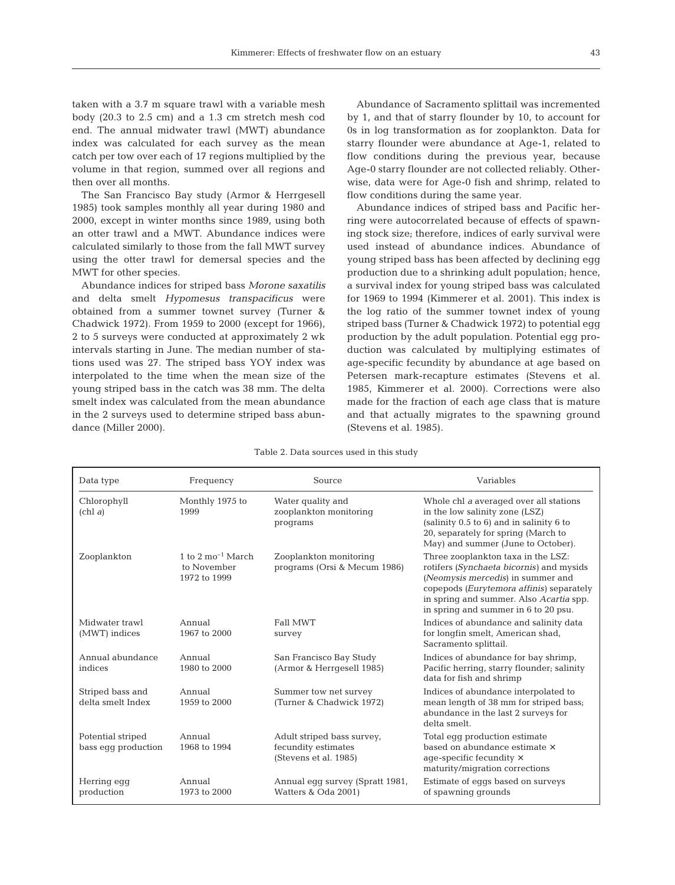taken with a 3.7 m square trawl with a variable mesh body (20.3 to 2.5 cm) and a 1.3 cm stretch mesh cod end. The annual midwater trawl (MWT) abundance index was calculated for each survey as the mean catch per tow over each of 17 regions multiplied by the volume in that region, summed over all regions and then over all months.

The San Francisco Bay study (Armor & Herrgesell 1985) took samples monthly all year during 1980 and 2000, except in winter months since 1989, using both an otter trawl and a MWT. Abundance indices were calculated similarly to those from the fall MWT survey using the otter trawl for demersal species and the MWT for other species.

Abundance indices for striped bass *Morone saxatilis* and delta smelt *Hypomesus transpacificus* were obtained from a summer townet survey (Turner & Chadwick 1972). From 1959 to 2000 (except for 1966), 2 to 5 surveys were conducted at approximately 2 wk intervals starting in June. The median number of stations used was 27. The striped bass YOY index was interpolated to the time when the mean size of the young striped bass in the catch was 38 mm. The delta smelt index was calculated from the mean abundance in the 2 surveys used to determine striped bass abundance (Miller 2000).

Abundance of Sacramento splittail was incremented by 1, and that of starry flounder by 10, to account for 0s in log transformation as for zooplankton. Data for starry flounder were abundance at Age-1, related to flow conditions during the previous year, because Age-0 starry flounder are not collected reliably. Otherwise, data were for Age-0 fish and shrimp, related to flow conditions during the same year.

Abundance indices of striped bass and Pacific herring were autocorrelated because of effects of spawning stock size; therefore, indices of early survival were used instead of abundance indices. Abundance of young striped bass has been affected by declining egg production due to a shrinking adult population; hence, a survival index for young striped bass was calculated for 1969 to 1994 (Kimmerer et al. 2001). This index is the log ratio of the summer townet index of young striped bass (Turner & Chadwick 1972) to potential egg production by the adult population. Potential egg production was calculated by multiplying estimates of age-specific fecundity by abundance at age based on Petersen mark-recapture estimates (Stevens et al. 1985, Kimmerer et al. 2000). Corrections were also made for the fraction of each age class that is mature and that actually migrates to the spawning ground (Stevens et al. 1985).

Table 2. Data sources used in this study

| Data type | Frequency | Source | Variables |
|---|---|---|---|
| Chlorophyll (chl *a*) | Monthly 1975 to 1999 | Water quality and zooplankton monitoring programs | Whole chl *a* averaged over all stations in the low salinity zone (LSZ) (salinity 0.5 to 6) and in salinity 6 to 20, separately for spring (March to May) and summer (June to October). |
| Zooplankton | 1 to 2 $mo^{-1}$ March to November 1972 to 1999 | Zooplankton monitoring programs (Orsi & Mecum 1986) | Three zooplankton taxa in the LSZ: rotifers (*Synchaeta bicornis*) and mysids (*Neomysis mercedis*) in summer and copepods (*Eurytemora affinis*) separately in spring and summer. Also *Acartia* spp. in spring and summer in 6 to 20 psu. |
| Midwater trawl (MWT) indices | Annual 1967 to 2000 | Fall MWT survey | Indices of abundance and salinity data for longfin smelt, American shad, Sacramento splittail. |
| Annual abundance indices | Annual 1980 to 2000 | San Francisco Bay Study (Armor & Herrgesell 1985) | Indices of abundance for bay shrimp, Pacific herring, starry flounder; salinity data for fish and shrimp |
| Striped bass and delta smelt Index | Annual 1959 to 2000 | Summer tow net survey (Turner & Chadwick 1972) | Indices of abundance interpolated to mean length of 38 mm for striped bass; abundance in the last 2 surveys for delta smelt. |
| Potential striped bass egg production | Annual 1968 to 1994 | Adult striped bass survey, fecundity estimates (Stevens et al. 1985) | Total egg production estimate based on abundance estimate × age-specific fecundity × maturity/migration corrections |
| Herring egg production | Annual 1973 to 2000 | Annual egg survey (Spratt 1981, Watters & Oda 2001) | Estimate of eggs based on surveys of spawning grounds |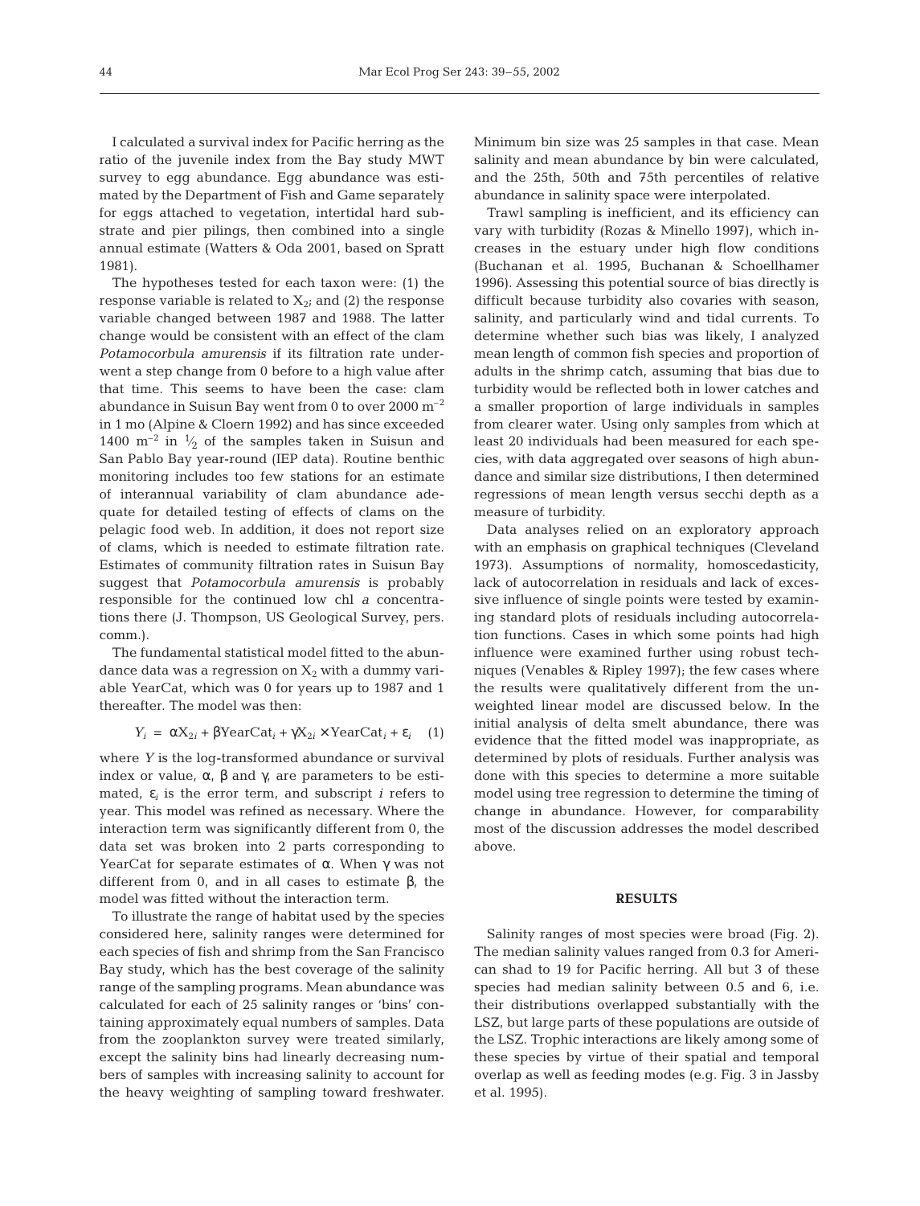I calculated a survival index for Pacific herring as the ratio of the juvenile index from the Bay study MWT survey to egg abundance. Egg abundance was estimated by the Department of Fish and Game separately for eggs attached to vegetation, intertidal hard substrate and pier pilings, then combined into a single annual estimate (Watters & Oda 2001, based on Spratt 1981).

The hypotheses tested for each taxon were: (1) the response variable is related to $X_2$; and (2) the response variable changed between 1987 and 1988. The latter change would be consistent with an effect of the clam *Potamocorbula amurensis* if its filtration rate underwent a step change from 0 before to a high value after that time. This seems to have been the case: clam abundance in Suisun Bay went from 0 to over 2000 $m^{-2}$ in 1 mo (Alpine & Cloern 1992) and has since exceeded 1400 $m^{-2}$ in $\frac{1}{2}$ of the samples taken in Suisun and San Pablo Bay year-round (IEP data). Routine benthic monitoring includes too few stations for an estimate of interannual variability of clam abundance adequate for detailed testing of effects of clams on the pelagic food web. In addition, it does not report size of clams, which is needed to estimate filtration rate. Estimates of community filtration rates in Suisun Bay suggest that *Potamocorbula amurensis* is probably responsible for the continued low chl *a* concentrations there (J. Thompson, US Geological Survey, pers. comm.).

The fundamental statistical model fitted to the abundance data was a regression on $X_2$ with a dummy variable YearCat, which was 0 for years up to 1987 and 1 thereafter. The model was then:

$$Y_i = \alpha X_{2i} + \beta \text{YearCat}_i + \gamma X_{2i} \times \text{YearCat}_i + \varepsilon_i \quad (1)$$

where $Y$ is the log-transformed abundance or survival index or value, $\alpha$, $\beta$ and $\gamma$, are parameters to be estimated, $\varepsilon_i$ is the error term, and subscript $i$ refers to year. This model was refined as necessary. Where the interaction term was significantly different from 0, the data set was broken into 2 parts corresponding to YearCat for separate estimates of $\alpha$. When $\gamma$ was not different from 0, and in all cases to estimate $\beta$, the model was fitted without the interaction term.

To illustrate the range of habitat used by the species considered here, salinity ranges were determined for each species of fish and shrimp from the San Francisco Bay study, which has the best coverage of the salinity range of the sampling programs. Mean abundance was calculated for each of 25 salinity ranges or 'bins' containing approximately equal numbers of samples. Data from the zooplankton survey were treated similarly, except the salinity bins had linearly decreasing numbers of samples with increasing salinity to account for the heavy weighting of sampling toward freshwater. Minimum bin size was 25 samples in that case. Mean salinity and mean abundance by bin were calculated, and the 25th, 50th and 75th percentiles of relative abundance in salinity space were interpolated.

Trawl sampling is inefficient, and its efficiency can vary with turbidity (Rozas & Minello 1997), which increases in the estuary under high flow conditions (Buchanan et al. 1995, Buchanan & Schoellhamer 1996). Assessing this potential source of bias directly is difficult because turbidity also covaries with season, salinity, and particularly wind and tidal currents. To determine whether such bias was likely, I analyzed mean length of common fish species and proportion of adults in the shrimp catch, assuming that bias due to turbidity would be reflected both in lower catches and a smaller proportion of large individuals in samples from clearer water. Using only samples from which at least 20 individuals had been measured for each species, with data aggregated over seasons of high abundance and similar size distributions, I then determined regressions of mean length versus secchi depth as a measure of turbidity.

Data analyses relied on an exploratory approach with an emphasis on graphical techniques (Cleveland 1973). Assumptions of normality, homoscedasticity, lack of autocorrelation in residuals and lack of excessive influence of single points were tested by examining standard plots of residuals including autocorrelation functions. Cases in which some points had high influence were examined further using robust techniques (Venables & Ripley 1997); the few cases where the results were qualitatively different from the unweighted linear model are discussed below. In the initial analysis of delta smelt abundance, there was evidence that the fitted model was inappropriate, as determined by plots of residuals. Further analysis was done with this species to determine a more suitable model using tree regression to determine the timing of change in abundance. However, for comparability most of the discussion addresses the model described above.

## RESULTS

Salinity ranges of most species were broad (Fig. 2). The median salinity values ranged from 0.3 for American shad to 19 for Pacific herring. All but 3 of these species had median salinity between 0.5 and 6, i.e. their distributions overlapped substantially with the LSZ, but large parts of these populations are outside of the LSZ. Trophic interactions are likely among some of these species by virtue of their spatial and temporal overlap as well as feeding modes (e.g. Fig. 3 in Jassby et al. 1995).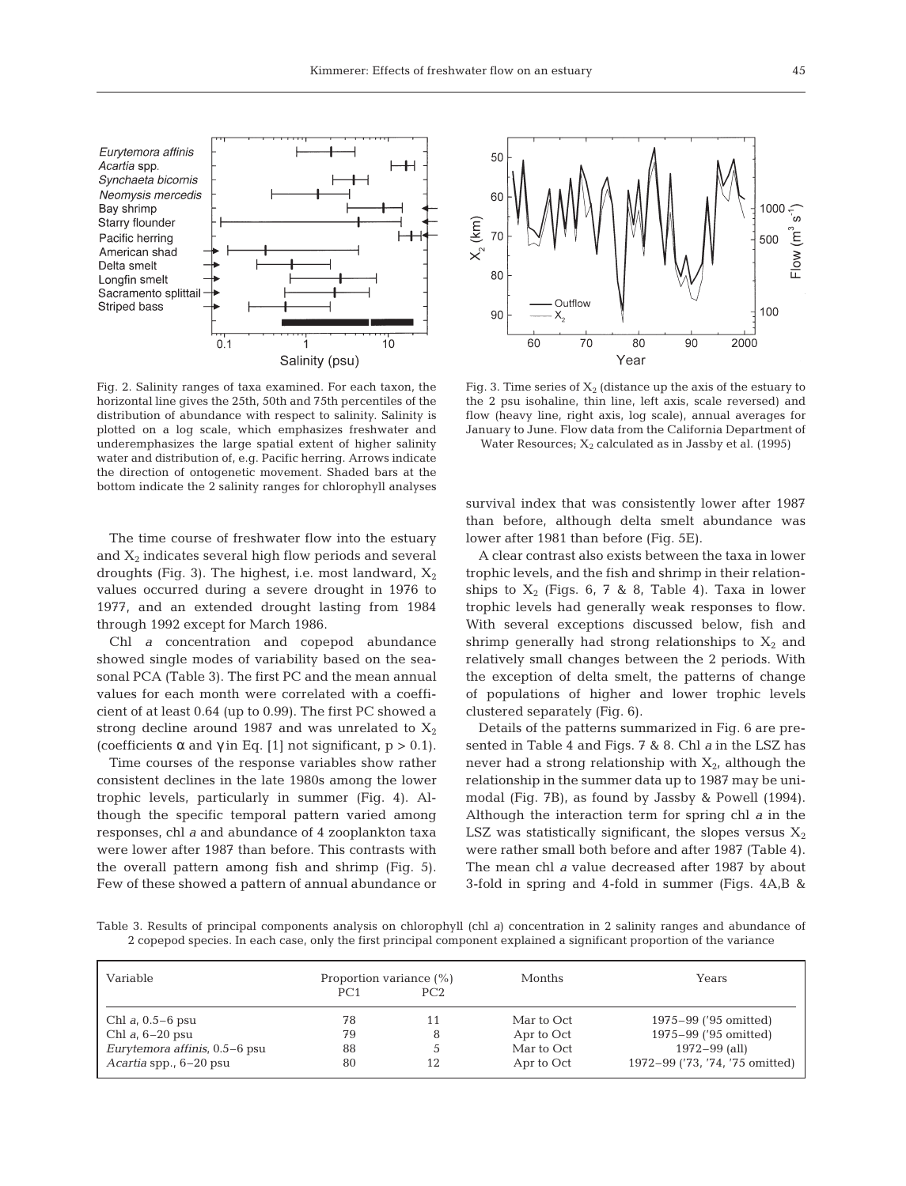Fig. 2. Salinity ranges of taxa examined. For each taxon, the horizontal line gives the 25th, 50th and 75th percentiles of the distribution of abundance with respect to salinity. Salinity is plotted on a log scale, which emphasizes freshwater and underemphasizes the large spatial extent of higher salinity water and distribution of, e.g. Pacific herring. Arrows indicate the direction of ontogenetic movement. Shaded bars at the bottom indicate the 2 salinity ranges for chlorophyll analyses

Fig. 3. Time series of $X_2$ (distance up the axis of the estuary to the 2 psu isohaline, thin line, left axis, scale reversed) and flow (heavy line, right axis, log scale), annual averages for January to June. Flow data from the California Department of Water Resources; $X_2$ calculated as in Jassby et al. (1995)

The time course of freshwater flow into the estuary and $X_2$ indicates several high flow periods and several droughts (Fig. 3). The highest, i.e. most landward, $X_2$ values occurred during a severe drought in 1976 to 1977, and an extended drought lasting from 1984 through 1992 except for March 1986.

Chl *a* concentration and copepod abundance showed single modes of variability based on the seasonal PCA (Table 3). The first PC and the mean annual values for each month were correlated with a coefficient of at least 0.64 (up to 0.99). The first PC showed a strong decline around 1987 and was unrelated to $X_2$ (coefficients $\alpha$ and $\gamma$ in Eq. [1] not significant, $p > 0.1$).

Time courses of the response variables show rather consistent declines in the late 1980s among the lower trophic levels, particularly in summer (Fig. 4). Although the specific temporal pattern varied among responses, chl *a* and abundance of 4 zooplankton taxa were lower after 1987 than before. This contrasts with the overall pattern among fish and shrimp (Fig. 5). Few of these showed a pattern of annual abundance or survival index that was consistently lower after 1987 than before, although delta smelt abundance was lower after 1981 than before (Fig. 5E).

A clear contrast also exists between the taxa in lower trophic levels, and the fish and shrimp in their relationships to $X_2$ (Figs. 6, 7 & 8, Table 4). Taxa in lower trophic levels had generally weak responses to flow. With several exceptions discussed below, fish and shrimp generally had strong relationships to $X_2$ and relatively small changes between the 2 periods. With the exception of delta smelt, the patterns of change of populations of higher and lower trophic levels clustered separately (Fig. 6).

Details of the patterns summarized in Fig. 6 are presented in Table 4 and Figs. 7 & 8. Chl *a* in the LSZ has never had a strong relationship with $X_2$, although the relationship in the summer data up to 1987 may be unimodal (Fig. 7B), as found by Jassby & Powell (1994). Although the interaction term for spring chl *a* in the LSZ was statistically significant, the slopes versus $X_2$ were rather small both before and after 1987 (Table 4). The mean chl *a* value decreased after 1987 by about 3-fold in spring and 4-fold in summer (Figs. 4A,B &

Table 3. Results of principal components analysis on chlorophyll (chl *a*) concentration in 2 salinity ranges and abundance of 2 copepod species. In each case, only the first principal component explained a significant proportion of the variance

| Variable | Proportion variance (%) PC1 | PC2 | Months | Years |
|---|---|---|---|---|
| Chl *a*, 0.5–6 psu | 78 | 11 | Mar to Oct | 1975–99 ('95 omitted) |
| Chl *a*, 6–20 psu | 79 | 8 | Apr to Oct | 1975–99 ('95 omitted) |
| *Eurytemora affinis*, 0.5–6 psu | 88 | 5 | Mar to Oct | 1972–99 (all) |
| *Acartia* spp., 6–20 psu | 80 | 12 | Apr to Oct | 1972–99 ('73, '74, '75 omitted) |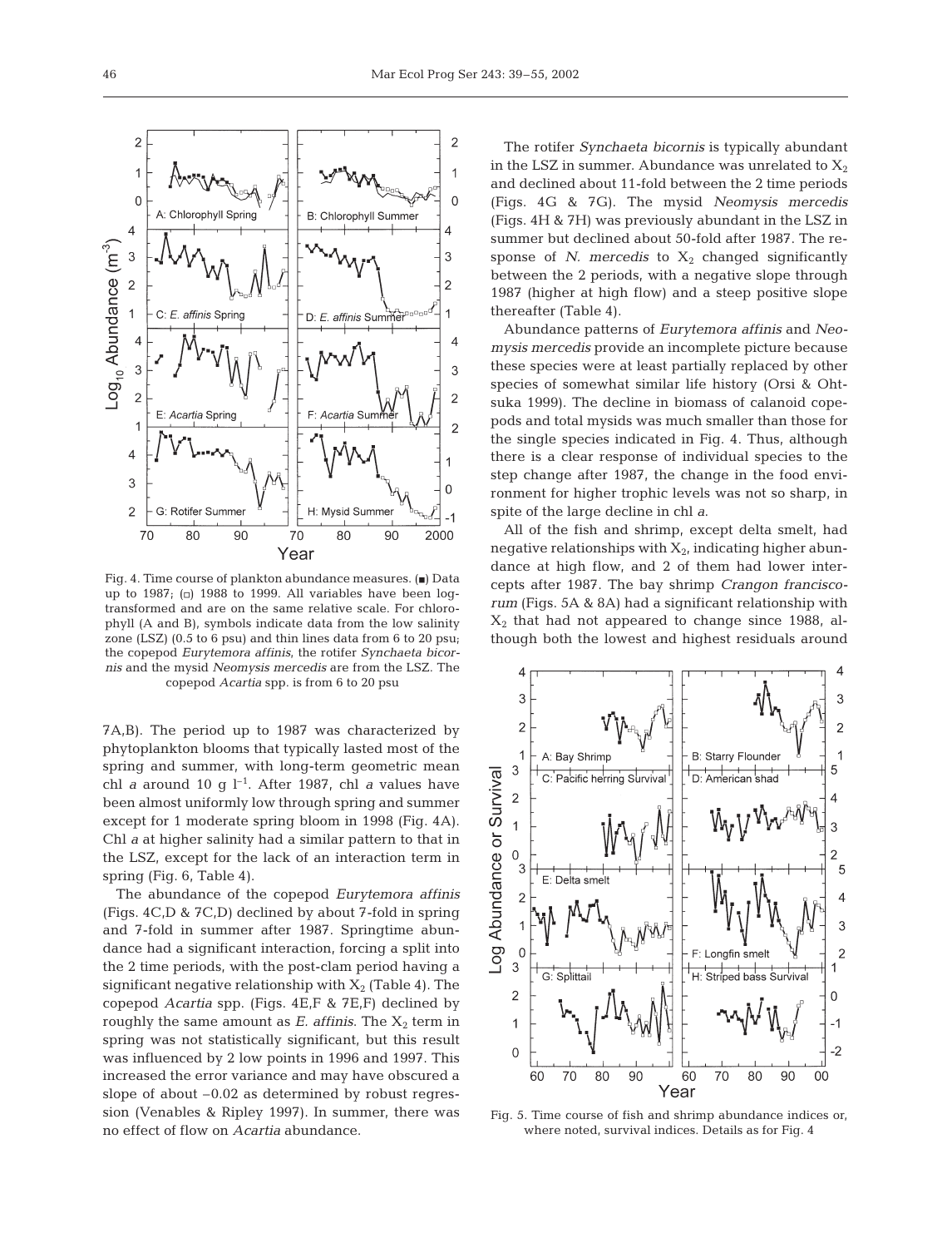Fig. 4. Time course of plankton abundance measures. (■) Data up to 1987; (□) 1988 to 1999. All variables have been log-transformed and are on the same relative scale. For chlorophyll (A and B), symbols indicate data from the low salinity zone (LSZ) (0.5 to 6 psu) and thin lines data from 6 to 20 psu; the copepod *Eurytemora affinis*, the rotifer *Synchaeta bicornis* and the mysid *Neomysis mercedis* are from the LSZ. The copepod *Acartia* spp. is from 6 to 20 psu

7A,B). The period up to 1987 was characterized by phytoplankton blooms that typically lasted most of the spring and summer, with long-term geometric mean chl *a* around 10 g $l^{-1}$. After 1987, chl *a* values have been almost uniformly low through spring and summer except for 1 moderate spring bloom in 1998 (Fig. 4A). Chl *a* at higher salinity had a similar pattern to that in the LSZ, except for the lack of an interaction term in spring (Fig. 6, Table 4).

The abundance of the copepod *Eurytemora affinis* (Figs. 4C,D & 7C,D) declined by about 7-fold in spring and 7-fold in summer after 1987. Springtime abundance had a significant interaction, forcing a split into the 2 time periods, with the post-clam period having a significant negative relationship with $X_2$ (Table 4). The copepod *Acartia* spp. (Figs. 4E,F & 7E,F) declined by roughly the same amount as *E. affinis*. The $X_2$ term in spring was not statistically significant, but this result was influenced by 2 low points in 1996 and 1997. This increased the error variance and may have obscured a slope of about –0.02 as determined by robust regression (Venables & Ripley 1997). In summer, there was no effect of flow on *Acartia* abundance.

The rotifer *Synchaeta bicornis* is typically abundant in the LSZ in summer. Abundance was unrelated to $X_2$ and declined about 11-fold between the 2 time periods (Figs. 4G & 7G). The mysid *Neomysis mercedis* (Figs. 4H & 7H) was previously abundant in the LSZ in summer but declined about 50-fold after 1987. The response of *N. mercedis* to $X_2$ changed significantly between the 2 periods, with a negative slope through 1987 (higher at high flow) and a steep positive slope thereafter (Table 4).

Abundance patterns of *Eurytemora affinis* and *Neomysis mercedis* provide an incomplete picture because these species were at least partially replaced by other species of somewhat similar life history (Orsi & Ohtsuka 1999). The decline in biomass of calanoid copepods and total mysids was much smaller than those for the single species indicated in Fig. 4. Thus, although there is a clear response of individual species to the step change after 1987, the change in the food environment for higher trophic levels was not so sharp, in spite of the large decline in chl *a*.

All of the fish and shrimp, except delta smelt, had negative relationships with $X_2$, indicating higher abundance at high flow, and 2 of them had lower intercepts after 1987. The bay shrimp *Crangon franciscorum* (Figs. 5A & 8A) had a significant relationship with $X_2$ that had not appeared to change since 1988, although both the lowest and highest residuals around

Fig. 5. Time course of fish and shrimp abundance indices or, where noted, survival indices. Details as for Fig. 4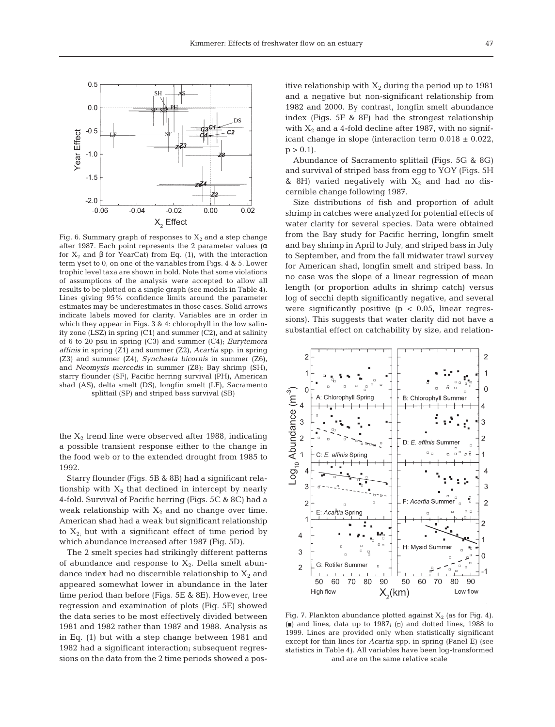Fig. 6. Summary graph of responses to $X_2$ and a step change after 1987. Each point represents the 2 parameter values ($\alpha$ for $X_2$ and $\beta$ for YearCat) from Eq. (1), with the interaction term $\gamma$ set to 0, on one of the variables from Figs. 4 & 5. Lower trophic level taxa are shown in bold. Note that some violations of assumptions of the analysis were accepted to allow all results to be plotted on a single graph (see models in Table 4). Lines giving 95% confidence limits around the parameter estimates may be underestimates in those cases. Solid arrows indicate labels moved for clarity. Variables are in order in which they appear in Figs. 3 & 4: chlorophyll in the low salinity zone (LSZ) in spring (C1) and summer (C2), and at salinity of 6 to 20 psu in spring (C3) and summer (C4); *Eurytemora affinis* in spring (Z1) and summer (Z2), *Acartia* spp. in spring (Z3) and summer (Z4), *Synchaeta bicornis* in summer (Z6), and *Neomysis mercedis* in summer (Z8); Bay shrimp (SH), starry flounder (SF), Pacific herring survival (PH), American shad (AS), delta smelt (DS), longfin smelt (LF), Sacramento splittail (SP) and striped bass survival (SB)

the $X_2$ trend line were observed after 1988, indicating a possible transient response either to the change in the food web or to the extended drought from 1985 to 1992.

Starry flounder (Figs. 5B & 8B) had a significant relationship with $X_2$ that declined in intercept by nearly 4-fold. Survival of Pacific herring (Figs. 5C & 8C) had a weak relationship with $X_2$ and no change over time. American shad had a weak but significant relationship to $X_2$, but with a significant effect of time period by which abundance increased after 1987 (Fig. 5D).

The 2 smelt species had strikingly different patterns of abundance and response to $X_2$. Delta smelt abundance index had no discernible relationship to $X_2$ and appeared somewhat lower in abundance in the later time period than before (Figs. 5E & 8E). However, tree regression and examination of plots (Fig. 5E) showed the data series to be most effectively divided between 1981 and 1982 rather than 1987 and 1988. Analysis as in Eq. (1) but with a step change between 1981 and 1982 had a significant interaction; subsequent regressions on the data from the 2 time periods showed a positive relationship with $X_2$ during the period up to 1981 and a negative but non-significant relationship from 1982 and 2000. By contrast, longfin smelt abundance index (Figs. 5F & 8F) had the strongest relationship with $X_2$ and a 4-fold decline after 1987, with no significant change in slope (interaction term $0.018 \pm 0.022$, $p > 0.1$).

Abundance of Sacramento splittail (Figs. 5G & 8G) and survival of striped bass from egg to YOY (Figs. 5H & 8H) varied negatively with $X_2$ and had no discernible change following 1987.

Size distributions of fish and proportion of adult shrimp in catches were analyzed for potential effects of water clarity for several species. Data were obtained from the Bay study for Pacific herring, longfin smelt and bay shrimp in April to July, and striped bass in July to September, and from the fall midwater trawl survey for American shad, longfin smelt and striped bass. In no case was the slope of a linear regression of mean length (or proportion adults in shrimp catch) versus log of secchi depth significantly negative, and several were significantly positive ($p < 0.05$, linear regressions). This suggests that water clarity did not have a substantial effect on catchability by size, and relation-

Fig. 7. Plankton abundance plotted against $X_2$ (as for Fig. 4). (■) and lines, data up to 1987; (□) and dotted lines, 1988 to 1999. Lines are provided only when statistically significant except for thin lines for *Acartia* spp. in spring (Panel E) (see statistics in Table 4). All variables have been log-transformed and are on the same relative scale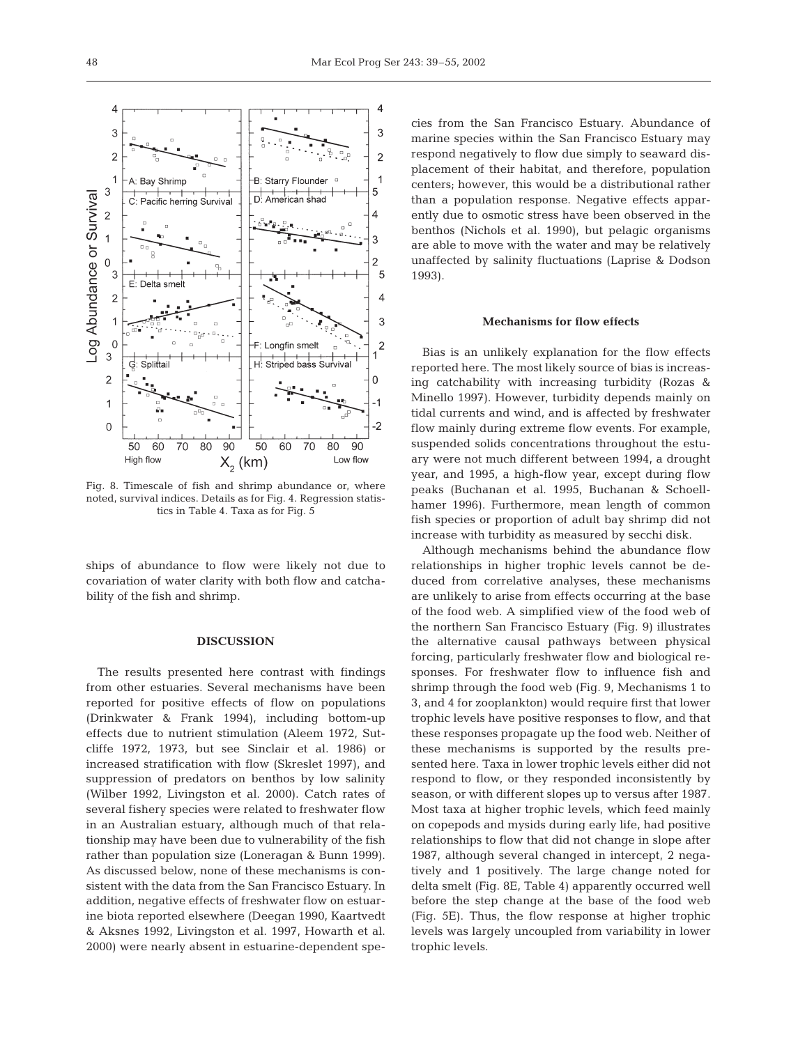Fig. 8. Timescale of fish and shrimp abundance or, where noted, survival indices. Details as for Fig. 4. Regression statistics in Table 4. Taxa as for Fig. 5

ships of abundance to flow were likely not due to covariation of water clarity with both flow and catchability of the fish and shrimp.

## DISCUSSION

The results presented here contrast with findings from other estuaries. Several mechanisms have been reported for positive effects of flow on populations (Drinkwater & Frank 1994), including bottom-up effects due to nutrient stimulation (Aleem 1972, Sutcliffe 1972, 1973, but see Sinclair et al. 1986) or increased stratification with flow (Skreslet 1997), and suppression of predators on benthos by low salinity (Wilber 1992, Livingston et al. 2000). Catch rates of several fishery species were related to freshwater flow in an Australian estuary, although much of that relationship may have been due to vulnerability of the fish rather than population size (Loneragan & Bunn 1999). As discussed below, none of these mechanisms is consistent with the data from the San Francisco Estuary. In addition, negative effects of freshwater flow on estuarine biota reported elsewhere (Deegan 1990, Kaartvedt & Aksnes 1992, Livingston et al. 1997, Howarth et al. 2000) were nearly absent in estuarine-dependent species from the San Francisco Estuary. Abundance of marine species within the San Francisco Estuary may respond negatively to flow due simply to seaward displacement of their habitat, and therefore, population centers; however, this would be a distributional rather than a population response. Negative effects apparently due to osmotic stress have been observed in the benthos (Nichols et al. 1990), but pelagic organisms are able to move with the water and may be relatively unaffected by salinity fluctuations (Laprise & Dodson 1993).

### Mechanisms for flow effects

Bias is an unlikely explanation for the flow effects reported here. The most likely source of bias is increasing catchability with increasing turbidity (Rozas & Minello 1997). However, turbidity depends mainly on tidal currents and wind, and is affected by freshwater flow mainly during extreme flow events. For example, suspended solids concentrations throughout the estuary were not much different between 1994, a drought year, and 1995, a high-flow year, except during flow peaks (Buchanan et al. 1995, Buchanan & Schoellhamer 1996). Furthermore, mean length of common fish species or proportion of adult bay shrimp did not increase with turbidity as measured by secchi disk.

Although mechanisms behind the abundance flow relationships in higher trophic levels cannot be deduced from correlative analyses, these mechanisms are unlikely to arise from effects occurring at the base of the food web. A simplified view of the food web of the northern San Francisco Estuary (Fig. 9) illustrates the alternative causal pathways between physical forcing, particularly freshwater flow and biological responses. For freshwater flow to influence fish and shrimp through the food web (Fig. 9, Mechanisms 1 to 3, and 4 for zooplankton) would require first that lower trophic levels have positive responses to flow, and that these responses propagate up the food web. Neither of these mechanisms is supported by the results presented here. Taxa in lower trophic levels either did not respond to flow, or they responded inconsistently by season, or with different slopes up to versus after 1987. Most taxa at higher trophic levels, which feed mainly on copepods and mysids during early life, had positive relationships to flow that did not change in slope after 1987, although several changed in intercept, 2 negatively and 1 positively. The large change noted for delta smelt (Fig. 8E, Table 4) apparently occurred well before the step change at the base of the food web (Fig. 5E). Thus, the flow response at higher trophic levels was largely uncoupled from variability in lower trophic levels.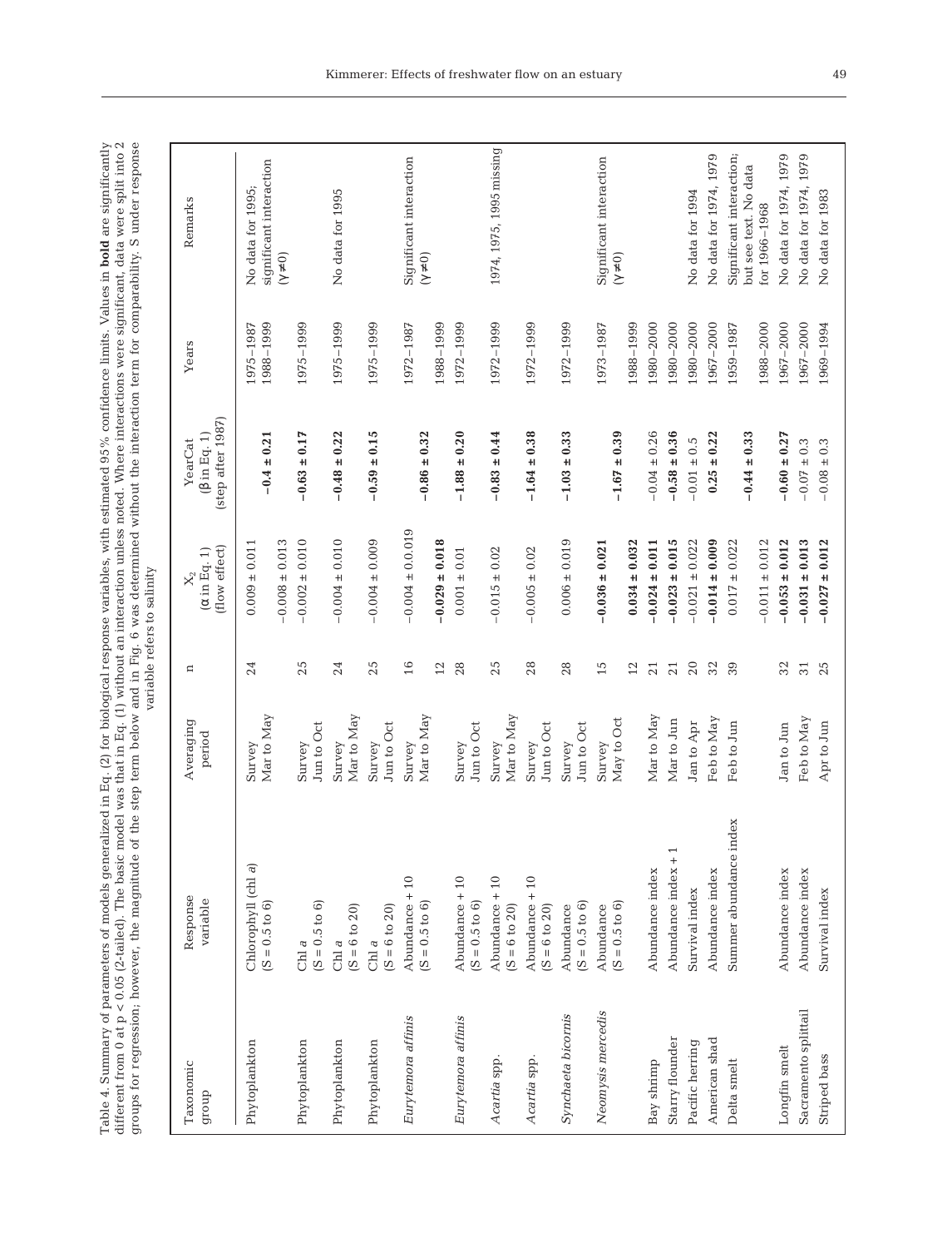Table 4. Summary of parameters of models generalized in Eq. (2) for biological response variables, with estimated 95% confidence limits. Values in **bold** are significantly different from 0 at $p < 0.05$ (2-tailed). The basic model was that in Eq. (1) without an interaction unless noted. Where interactions were significant, data were split into 2 groups for regression; however, the magnitude of the step term below and in Fig. 6 was determined without the interaction term for comparability. S under response variable refers to salinity

| Taxonomic group | Response variable | Averaging period | n | $X_2$ ($\alpha$ in Eq. 1) (flow effect) | YearCat ($\beta$ in Eq. 1) (step after 1987) | Years | Remarks |
|---|---|---|---|---|---|---|---|
| Phytoplankton | Chlorophyll (chl *a*) (S = 0.5 to 6) | Survey Mar to May | 24 | 0.009 ± 0.011 | | 1975–1987 | No data for 1995; significant interaction ($\gamma \neq 0$) |
| | | | | −0.008 ± 0.013 | **−0.4 ± 0.21** | 1988–1999 | |
| Phytoplankton | Chl *a* (S = 0.5 to 6) | Survey Jun to Oct | 25 | −0.002 ± 0.010 | **−0.63 ± 0.17** | 1975–1999 | |
| Phytoplankton | Chl *a* (S = 6 to 20) | Survey Mar to May | 24 | −0.004 ± 0.010 | **−0.48 ± 0.22** | 1975–1999 | No data for 1995 |
| Phytoplankton | Chl *a* (S = 6 to 20) | Survey Jun to Oct | 25 | −0.004 ± 0.009 | **−0.59 ± 0.15** | 1975–1999 | |
| *Eurytemora affinis* | Abundance + 10 (S = 0.5 to 6) | Survey Mar to May | 16 | −0.004 ± 0.0.019 | | 1972–1987 | Significant interaction ($\gamma \neq 0$) |
| | | | 12 | **−0.029 ± 0.018** | **−0.86 ± 0.32** | 1988–1999 | |
| *Eurytemora affinis* | Abundance + 10 (S = 0.5 to 6) | Survey Jun to Oct | 28 | 0.001 ± 0.01 | **−1.88 ± 0.20** | 1972–1999 | |
| *Acartia* spp. | Abundance + 10 (S = 6 to 20) | Survey Mar to May | 25 | −0.015 ± 0.02 | **−0.83 ± 0.44** | 1972–1999 | 1974, 1975, 1995 missing |
| *Acartia* spp. | Abundance + 10 (S = 6 to 20) | Survey Jun to Oct | 28 | −0.005 ± 0.02 | **−1.64 ± 0.38** | 1972–1999 | |
| *Synchaeta bicornis* | Abundance (S = 0.5 to 6) | Survey Jun to Oct | 28 | 0.006 ± 0.019 | **−1.03 ± 0.33** | 1972–1999 | |
| *Neomysis mercedis* | Abundance (S = 0.5 to 6) | Survey May to Oct | 15 | **−0.036 ± 0.021** | | 1973–1987 | Significant interaction ($\gamma \neq 0$) |
| | | | 12 | **0.034 ± 0.032** | **−1.67 ± 0.39** | 1988–1999 | |
| Bay shrimp | Abundance index | Mar to May | 21 | **−0.024 ± 0.011** | −0.04 ± 0.26 | 1980–2000 | |
| Starry flounder | Abundance index + 1 | Mar to Jun | 21 | **−0.023 ± 0.015** | **−0.58 ± 0.36** | 1980–2000 | |
| Pacific herring | Survival index | Jan to Apr | 20 | −0.021 ± 0.022 | −0.01 ± 0.5 | 1980–2000 | No data for 1994 |
| American shad | Abundance index | Feb to May | 32 | **−0.014 ± 0.009** | **0.25 ± 0.22** | 1967–2000 | No data for 1974, 1979 |
| Delta smelt | Summer abundance index | Feb to Jun | 39 | 0.017 ± 0.022 | | 1959–1987 | Significant interaction; but see text. No data for 1966–1968 |
| | | | | −0.011 ± 0.012 | **−0.44 ± 0.33** | 1988–2000 | |
| Longfin smelt | Abundance index | Jan to Jun | 32 | **−0.053 ± 0.012** | **−0.60 ± 0.27** | 1967–2000 | No data for 1974, 1979 |
| Sacramento splittail | Abundance index | Feb to May | 31 | **−0.031 ± 0.013** | −0.07 ± 0.3 | 1967–2000 | No data for 1974, 1979 |
| Striped bass | Survival index | Apr to Jun | 25 | **−0.027 ± 0.012** | −0.08 ± 0.3 | 1969–1994 | No data for 1983 |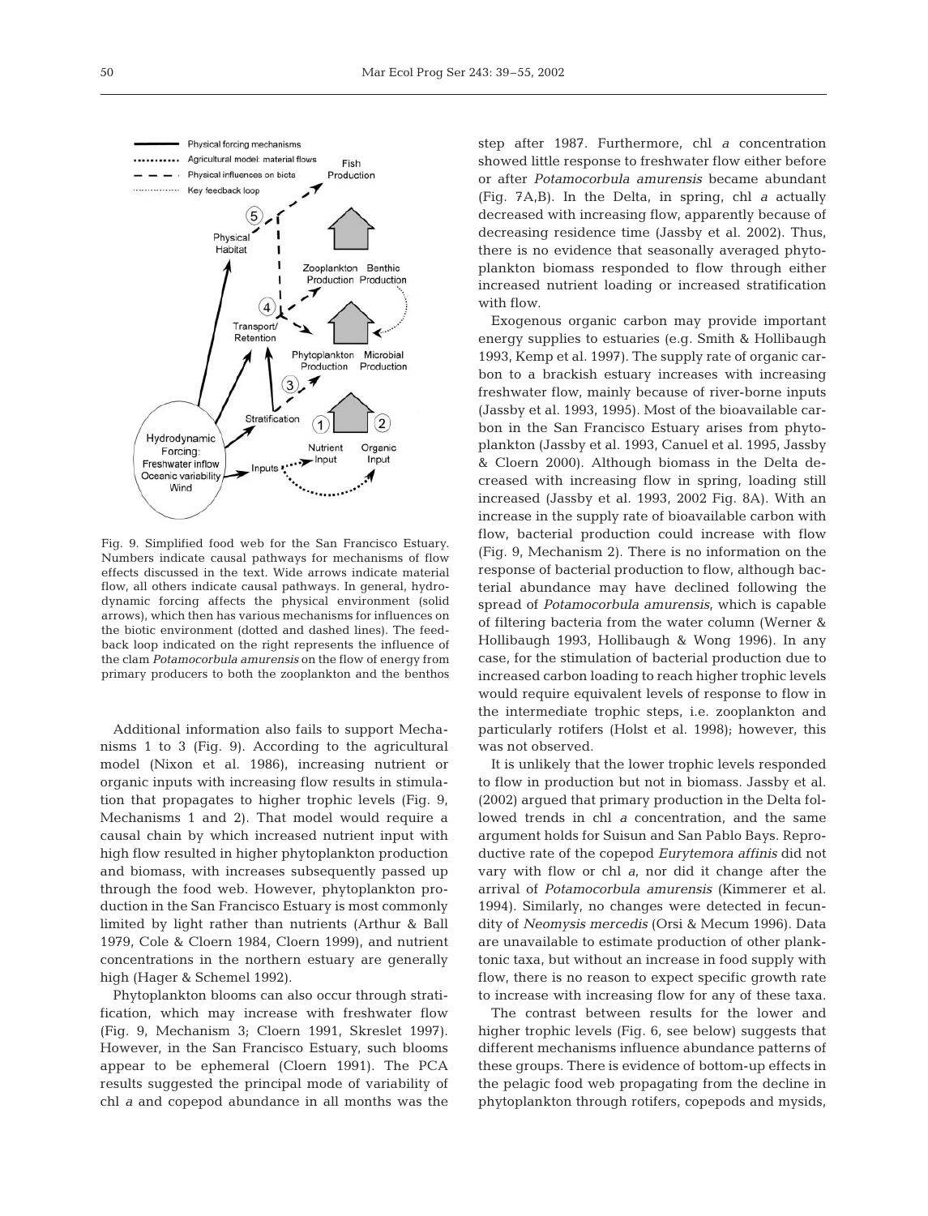Fig. 9. Simplified food web for the San Francisco Estuary. Numbers indicate causal pathways for mechanisms of flow effects discussed in the text. Wide arrows indicate material flow, all others indicate causal pathways. In general, hydrodynamic forcing affects the physical environment (solid arrows), which then has various mechanisms for influences on the biotic environment (dotted and dashed lines). The feedback loop indicated on the right represents the influence of the clam *Potamocorbula amurensis* on the flow of energy from primary producers to both the zooplankton and the benthos

Additional information also fails to support Mechanisms 1 to 3 (Fig. 9). According to the agricultural model (Nixon et al. 1986), increasing nutrient or organic inputs with increasing flow results in stimulation that propagates to higher trophic levels (Fig. 9, Mechanisms 1 and 2). That model would require a causal chain by which increased nutrient input with high flow resulted in higher phytoplankton production and biomass, with increases subsequently passed up through the food web. However, phytoplankton production in the San Francisco Estuary is most commonly limited by light rather than nutrients (Arthur & Ball 1979, Cole & Cloern 1984, Cloern 1999), and nutrient concentrations in the northern estuary are generally high (Hager & Schemel 1992).

Phytoplankton blooms can also occur through stratification, which may increase with freshwater flow (Fig. 9, Mechanism 3; Cloern 1991, Skreslet 1997). However, in the San Francisco Estuary, such blooms appear to be ephemeral (Cloern 1991). The PCA results suggested the principal mode of variability of chl *a* and copepod abundance in all months was the step after 1987. Furthermore, chl *a* concentration showed little response to freshwater flow either before or after *Potamocorbula amurensis* became abundant (Fig. 7A,B). In the Delta, in spring, chl *a* actually decreased with increasing flow, apparently because of decreasing residence time (Jassby et al. 2002). Thus, there is no evidence that seasonally averaged phytoplankton biomass responded to flow through either increased nutrient loading or increased stratification with flow.

Exogenous organic carbon may provide important energy supplies to estuaries (e.g. Smith & Hollibaugh 1993, Kemp et al. 1997). The supply rate of organic carbon to a brackish estuary increases with increasing freshwater flow, mainly because of river-borne inputs (Jassby et al. 1993, 1995). Most of the bioavailable carbon in the San Francisco Estuary arises from phytoplankton (Jassby et al. 1993, Canuel et al. 1995, Jassby & Cloern 2000). Although biomass in the Delta decreased with increasing flow in spring, loading still increased (Jassby et al. 1993, 2002 Fig. 8A). With an increase in the supply rate of bioavailable carbon with flow, bacterial production could increase with flow (Fig. 9, Mechanism 2). There is no information on the response of bacterial production to flow, although bacterial abundance may have declined following the spread of *Potamocorbula amurensis*, which is capable of filtering bacteria from the water column (Werner & Hollibaugh 1993, Hollibaugh & Wong 1996). In any case, for the stimulation of bacterial production due to increased carbon loading to reach higher trophic levels would require equivalent levels of response to flow in the intermediate trophic steps, i.e. zooplankton and particularly rotifers (Holst et al. 1998); however, this was not observed.

It is unlikely that the lower trophic levels responded to flow in production but not in biomass. Jassby et al. (2002) argued that primary production in the Delta followed trends in chl *a* concentration, and the same argument holds for Suisun and San Pablo Bays. Reproductive rate of the copepod *Eurytemora affinis* did not vary with flow or chl *a*, nor did it change after the arrival of *Potamocorbula amurensis* (Kimmerer et al. 1994). Similarly, no changes were detected in fecundity of *Neomysis mercedis* (Orsi & Mecum 1996). Data are unavailable to estimate production of other planktonic taxa, but without an increase in food supply with flow, there is no reason to expect specific growth rate to increase with increasing flow for any of these taxa.

The contrast between results for the lower and higher trophic levels (Fig. 6, see below) suggests that different mechanisms influence abundance patterns of these groups. There is evidence of bottom-up effects in the pelagic food web propagating from the decline in phytoplankton through rotifers, copepods and mysids,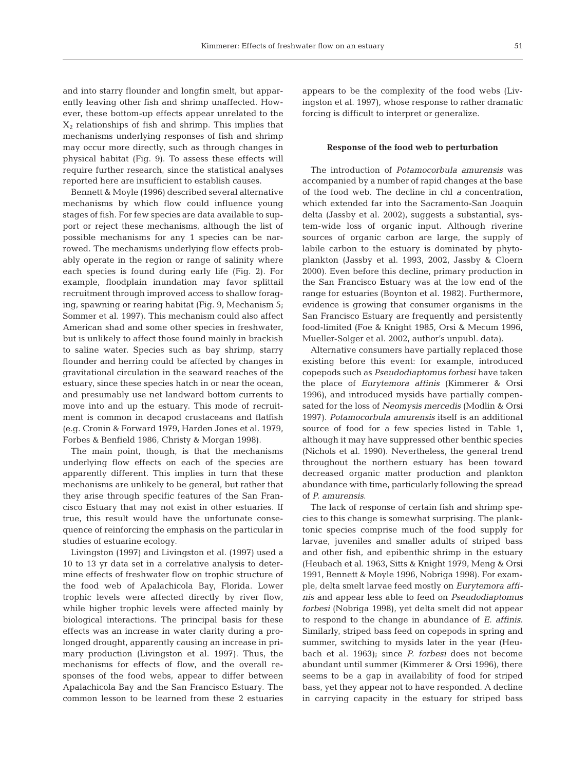and into starry flounder and longfin smelt, but apparently leaving other fish and shrimp unaffected. However, these bottom-up effects appear unrelated to the $X_2$ relationships of fish and shrimp. This implies that mechanisms underlying responses of fish and shrimp may occur more directly, such as through changes in physical habitat (Fig. 9). To assess these effects will require further research, since the statistical analyses reported here are insufficient to establish causes.

Bennett & Moyle (1996) described several alternative mechanisms by which flow could influence young stages of fish. For few species are data available to support or reject these mechanisms, although the list of possible mechanisms for any 1 species can be narrowed. The mechanisms underlying flow effects probably operate in the region or range of salinity where each species is found during early life (Fig. 2). For example, floodplain inundation may favor splittail recruitment through improved access to shallow foraging, spawning or rearing habitat (Fig. 9, Mechanism 5; Sommer et al. 1997). This mechanism could also affect American shad and some other species in freshwater, but is unlikely to affect those found mainly in brackish to saline water. Species such as bay shrimp, starry flounder and herring could be affected by changes in gravitational circulation in the seaward reaches of the estuary, since these species hatch in or near the ocean, and presumably use net landward bottom currents to move into and up the estuary. This mode of recruitment is common in decapod crustaceans and flatfish (e.g. Cronin & Forward 1979, Harden Jones et al. 1979, Forbes & Benfield 1986, Christy & Morgan 1998).

The main point, though, is that the mechanisms underlying flow effects on each of the species are apparently different. This implies in turn that these mechanisms are unlikely to be general, but rather that they arise through specific features of the San Francisco Estuary that may not exist in other estuaries. If true, this result would have the unfortunate consequence of reinforcing the emphasis on the particular in studies of estuarine ecology.

Livingston (1997) and Livingston et al. (1997) used a 10 to 13 yr data set in a correlative analysis to determine effects of freshwater flow on trophic structure of the food web of Apalachicola Bay, Florida. Lower trophic levels were affected directly by river flow, while higher trophic levels were affected mainly by biological interactions. The principal basis for these effects was an increase in water clarity during a prolonged drought, apparently causing an increase in primary production (Livingston et al. 1997). Thus, the mechanisms for effects of flow, and the overall responses of the food webs, appear to differ between Apalachicola Bay and the San Francisco Estuary. The common lesson to be learned from these 2 estuaries appears to be the complexity of the food webs (Livingston et al. 1997), whose response to rather dramatic forcing is difficult to interpret or generalize.

**Response of the food web to perturbation**

The introduction of *Potamocorbula amurensis* was accompanied by a number of rapid changes at the base of the food web. The decline in chl *a* concentration, which extended far into the Sacramento-San Joaquin delta (Jassby et al. 2002), suggests a substantial, system-wide loss of organic input. Although riverine sources of organic carbon are large, the supply of labile carbon to the estuary is dominated by phytoplankton (Jassby et al. 1993, 2002, Jassby & Cloern 2000). Even before this decline, primary production in the San Francisco Estuary was at the low end of the range for estuaries (Boynton et al. 1982). Furthermore, evidence is growing that consumer organisms in the San Francisco Estuary are frequently and persistently food-limited (Foe & Knight 1985, Orsi & Mecum 1996, Mueller-Solger et al. 2002, author's unpubl. data).

Alternative consumers have partially replaced those existing before this event: for example, introduced copepods such as *Pseudodiaptomus forbesi* have taken the place of *Eurytemora affinis* (Kimmerer & Orsi 1996), and introduced mysids have partially compensated for the loss of *Neomysis mercedis* (Modlin & Orsi 1997). *Potamocorbula amurensis* itself is an additional source of food for a few species listed in Table 1, although it may have suppressed other benthic species (Nichols et al. 1990). Nevertheless, the general trend throughout the northern estuary has been toward decreased organic matter production and plankton abundance with time, particularly following the spread of *P. amurensis*.

The lack of response of certain fish and shrimp species to this change is somewhat surprising. The planktonic species comprise much of the food supply for larvae, juveniles and smaller adults of striped bass and other fish, and epibenthic shrimp in the estuary (Heubach et al. 1963, Sitts & Knight 1979, Meng & Orsi 1991, Bennett & Moyle 1996, Nobriga 1998). For example, delta smelt larvae feed mostly on *Eurytemora affinis* and appear less able to feed on *Pseudodiaptomus forbesi* (Nobriga 1998), yet delta smelt did not appear to respond to the change in abundance of *E. affinis*. Similarly, striped bass feed on copepods in spring and summer, switching to mysids later in the year (Heubach et al. 1963); since *P. forbesi* does not become abundant until summer (Kimmerer & Orsi 1996), there seems to be a gap in availability of food for striped bass, yet they appear not to have responded. A decline in carrying capacity in the estuary for striped bass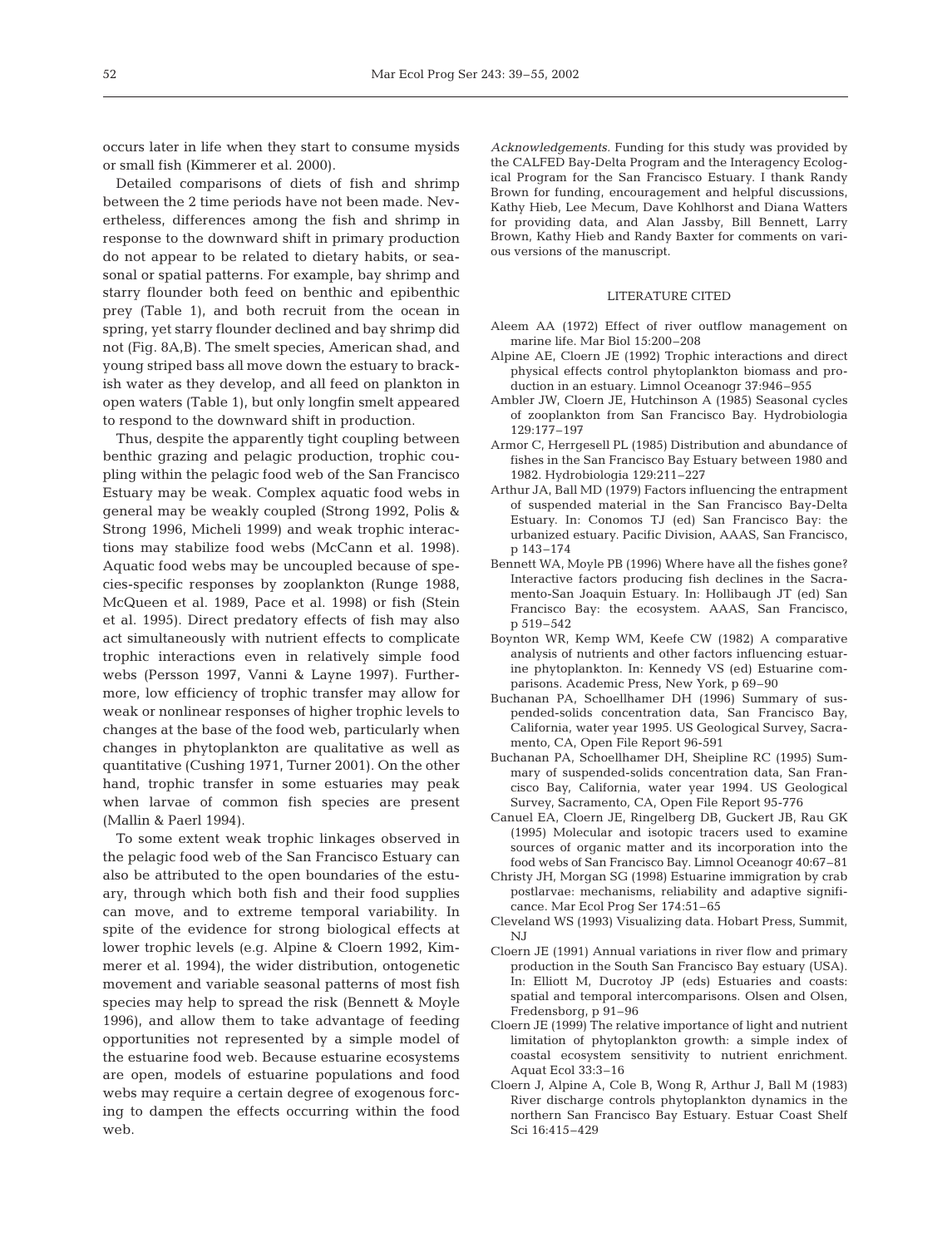occurs later in life when they start to consume mysids or small fish (Kimmerer et al. 2000).

Detailed comparisons of diets of fish and shrimp between the 2 time periods have not been made. Nevertheless, differences among the fish and shrimp in response to the downward shift in primary production do not appear to be related to dietary habits, or seasonal or spatial patterns. For example, bay shrimp and starry flounder both feed on benthic and epibenthic prey (Table 1), and both recruit from the ocean in spring, yet starry flounder declined and bay shrimp did not (Fig. 8A,B). The smelt species, American shad, and young striped bass all move down the estuary to brackish water as they develop, and all feed on plankton in open waters (Table 1), but only longfin smelt appeared to respond to the downward shift in production.

Thus, despite the apparently tight coupling between benthic grazing and pelagic production, trophic coupling within the pelagic food web of the San Francisco Estuary may be weak. Complex aquatic food webs in general may be weakly coupled (Strong 1992, Polis & Strong 1996, Micheli 1999) and weak trophic interactions may stabilize food webs (McCann et al. 1998). Aquatic food webs may be uncoupled because of species-specific responses by zooplankton (Runge 1988, McQueen et al. 1989, Pace et al. 1998) or fish (Stein et al. 1995). Direct predatory effects of fish may also act simultaneously with nutrient effects to complicate trophic interactions even in relatively simple food webs (Persson 1997, Vanni & Layne 1997). Furthermore, low efficiency of trophic transfer may allow for weak or nonlinear responses of higher trophic levels to changes at the base of the food web, particularly when changes in phytoplankton are qualitative as well as quantitative (Cushing 1971, Turner 2001). On the other hand, trophic transfer in some estuaries may peak when larvae of common fish species are present (Mallin & Paerl 1994).

To some extent weak trophic linkages observed in the pelagic food web of the San Francisco Estuary can also be attributed to the open boundaries of the estuary, through which both fish and their food supplies can move, and to extreme temporal variability. In spite of the evidence for strong biological effects at lower trophic levels (e.g. Alpine & Cloern 1992, Kimmerer et al. 1994), the wider distribution, ontogenetic movement and variable seasonal patterns of most fish species may help to spread the risk (Bennett & Moyle 1996), and allow them to take advantage of feeding opportunities not represented by a simple model of the estuarine food web. Because estuarine ecosystems are open, models of estuarine populations and food webs may require a certain degree of exogenous forcing to dampen the effects occurring within the food web.

*Acknowledgements.* Funding for this study was provided by the CALFED Bay-Delta Program and the Interagency Ecological Program for the San Francisco Estuary. I thank Randy Brown for funding, encouragement and helpful discussions, Kathy Hieb, Lee Mecum, Dave Kohlhorst and Diana Watters for providing data, and Alan Jassby, Bill Bennett, Larry Brown, Kathy Hieb and Randy Baxter for comments on various versions of the manuscript.

## LITERATURE CITED

Aleem AA (1972) Effect of river outflow management on marine life. Mar Biol 15:200–208

Alpine AE, Cloern JE (1992) Trophic interactions and direct physical effects control phytoplankton biomass and production in an estuary. Limnol Oceanogr 37:946–955

Ambler JW, Cloern JE, Hutchinson A (1985) Seasonal cycles of zooplankton from San Francisco Bay. Hydrobiologia 129:177–197

Armor C, Herrgesell PL (1985) Distribution and abundance of fishes in the San Francisco Bay Estuary between 1980 and 1982. Hydrobiologia 129:211–227

Arthur JA, Ball MD (1979) Factors influencing the entrapment of suspended material in the San Francisco Bay-Delta Estuary. In: Conomos TJ (ed) San Francisco Bay: the urbanized estuary. Pacific Division, AAAS, San Francisco, p 143–174

Bennett WA, Moyle PB (1996) Where have all the fishes gone? Interactive factors producing fish declines in the Sacramento-San Joaquin Estuary. In: Hollibaugh JT (ed) San Francisco Bay: the ecosystem. AAAS, San Francisco, p 519–542

Boynton WR, Kemp WM, Keefe CW (1982) A comparative analysis of nutrients and other factors influencing estuarine phytoplankton. In: Kennedy VS (ed) Estuarine comparisons. Academic Press, New York, p 69–90

Buchanan PA, Schoellhamer DH (1996) Summary of suspended-solids concentration data, San Francisco Bay, California, water year 1995. US Geological Survey, Sacramento, CA, Open File Report 96-591

Buchanan PA, Schoellhamer DH, Sheipline RC (1995) Summary of suspended-solids concentration data, San Francisco Bay, California, water year 1994. US Geological Survey, Sacramento, CA, Open File Report 95-776

Canuel EA, Cloern JE, Ringelberg DB, Guckert JB, Rau GK (1995) Molecular and isotopic tracers used to examine sources of organic matter and its incorporation into the food webs of San Francisco Bay. Limnol Oceanogr 40:67–81

Christy JH, Morgan SG (1998) Estuarine immigration by crab postlarvae: mechanisms, reliability and adaptive significance. Mar Ecol Prog Ser 174:51–65

Cleveland WS (1993) Visualizing data. Hobart Press, Summit, NJ

Cloern JE (1991) Annual variations in river flow and primary production in the South San Francisco Bay estuary (USA). In: Elliott M, Ducrotoy JP (eds) Estuaries and coasts: spatial and temporal intercomparisons. Olsen and Olsen, Fredensborg, p 91–96

Cloern JE (1999) The relative importance of light and nutrient limitation of phytoplankton growth: a simple index of coastal ecosystem sensitivity to nutrient enrichment. Aquat Ecol 33:3–16

Cloern J, Alpine A, Cole B, Wong R, Arthur J, Ball M (1983) River discharge controls phytoplankton dynamics in the northern San Francisco Bay Estuary. Estuar Coast Shelf Sci 16:415–429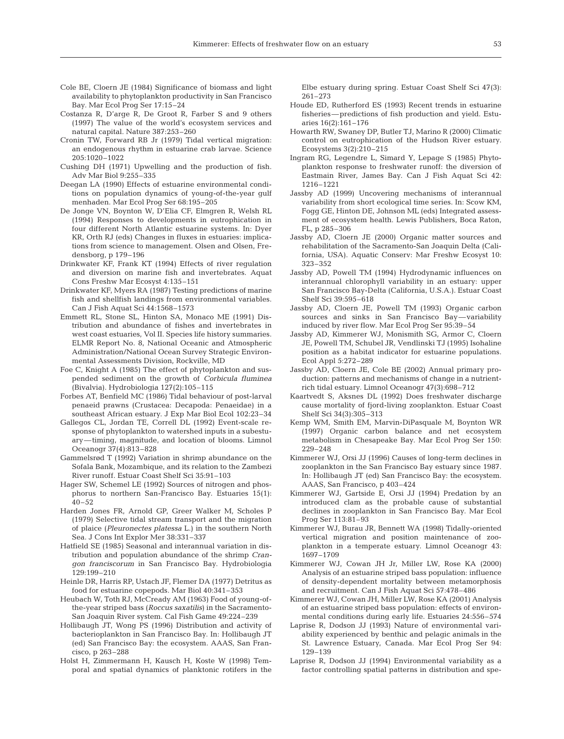Cole BE, Cloern JE (1984) Significance of biomass and light availability to phytoplankton productivity in San Francisco Bay. Mar Ecol Prog Ser 17:15–24

Costanza R, D'arge R, De Groot R, Farber S and 9 others (1997) The value of the world's ecosystem services and natural capital. Nature 387:253–260

Cronin TW, Forward RB Jr (1979) Tidal vertical migration: an endogenous rhythm in estuarine crab larvae. Science 205:1020–1022

Cushing DH (1971) Upwelling and the production of fish. Adv Mar Biol 9:255–335

Deegan LA (1990) Effects of estuarine environmental conditions on population dynamics of young-of-the-year gulf menhaden. Mar Ecol Prog Ser 68:195–205

De Jonge VN, Boynton W, D'Elia CF, Elmgren R, Welsh RL (1994) Responses to developments in eutrophication in four different North Atlantic estuarine systems. In: Dyer KR, Orth RJ (eds) Changes in fluxes in estuaries: implications from science to management. Olsen and Olsen, Fredensborg, p 179–196

Drinkwater KF, Frank KT (1994) Effects of river regulation and diversion on marine fish and invertebrates. Aquat Cons Freshw Mar Ecosyst 4:135–151

Drinkwater KF, Myers RA (1987) Testing predictions of marine fish and shellfish landings from environmental variables. Can J Fish Aquat Sci 44:1568–1573

Emmett RL, Stone SL, Hinton SA, Monaco ME (1991) Distribution and abundance of fishes and invertebrates in west coast estuaries, Vol II. Species life history summaries. ELMR Report No. 8, National Oceanic and Atmospheric Administration/National Ocean Survey Strategic Environmental Assessments Division, Rockville, MD

Foe C, Knight A (1985) The effect of phytoplankton and suspended sediment on the growth of *Corbicula fluminea* (Bivalvia). Hydrobiologia 127(2):105–115

Forbes AT, Benfield MC (1986) Tidal behaviour of post-larval penaeid prawns (Crustacea: Decapoda: Penaeidae) in a southeast African estuary. J Exp Mar Biol Ecol 102:23–34

Gallegos CL, Jordan TE, Correll DL (1992) Event-scale response of phytoplankton to watershed inputs in a subestuary—timing, magnitude, and location of blooms. Limnol Oceanogr 37(4):813–828

Gammelsrød T (1992) Variation in shrimp abundance on the Sofala Bank, Mozambique, and its relation to the Zambezi River runoff. Estuar Coast Shelf Sci 35:91–103

Hager SW, Schemel LE (1992) Sources of nitrogen and phosphorus to northern San-Francisco Bay. Estuaries 15(1): 40–52

Harden Jones FR, Arnold GP, Greer Walker M, Scholes P (1979) Selective tidal stream transport and the migration of plaice (*Pleuronectes platessa* L.) in the southern North Sea. J Cons Int Explor Mer 38:331–337

Hatfield SE (1985) Seasonal and interannual variation in distribution and population abundance of the shrimp *Crangon franciscorum* in San Francisco Bay. Hydrobiologia 129:199–210

Heinle DR, Harris RP, Ustach JF, Flemer DA (1977) Detritus as food for estuarine copepods. Mar Biol 40:341–353

Heubach W, Toth RJ, McCready AM (1963) Food of young-of-the-year striped bass (*Roccus saxatilis*) in the Sacramento-San Joaquin River system. Cal Fish Game 49:224–239

Hollibaugh JT, Wong PS (1996) Distribution and activity of bacterioplankton in San Francisco Bay. In: Hollibaugh JT (ed) San Francisco Bay: the ecosystem. AAAS, San Francisco, p 263–288

Holst H, Zimmermann H, Kausch H, Koste W (1998) Temporal and spatial dynamics of planktonic rotifers in the Elbe estuary during spring. Estuar Coast Shelf Sci 47(3): 261–273

Houde ED, Rutherford ES (1993) Recent trends in estuarine fisheries—predictions of fish production and yield. Estuaries 16(2):161–176

Howarth RW, Swaney DP, Butler TJ, Marino R (2000) Climatic control on eutrophication of the Hudson River estuary. Ecosystems 3(2):210–215

Ingram RG, Legendre L, Simard Y, Lepage S (1985) Phytoplankton response to freshwater runoff: the diversion of Eastmain River, James Bay. Can J Fish Aquat Sci 42: 1216–1221

Jassby AD (1999) Uncovering mechanisms of interannual variability from short ecological time series. In: Scow KM, Fogg GE, Hinton DE, Johnson ML (eds) Integrated assessment of ecosystem health. Lewis Publishers, Boca Raton, FL, p 285–306

Jassby AD, Cloern JE (2000) Organic matter sources and rehabilitation of the Sacramento-San Joaquin Delta (California, USA). Aquatic Conserv: Mar Freshw Ecosyst 10: 323–352

Jassby AD, Powell TM (1994) Hydrodynamic influences on interannual chlorophyll variability in an estuary: upper San Francisco Bay-Delta (California, U.S.A.). Estuar Coast Shelf Sci 39:595–618

Jassby AD, Cloern JE, Powell TM (1993) Organic carbon sources and sinks in San Francisco Bay—variability induced by river flow. Mar Ecol Prog Ser 95:39–54

Jassby AD, Kimmerer WJ, Monismith SG, Armor C, Cloern JE, Powell TM, Schubel JR, Vendlinski TJ (1995) Isohaline position as a habitat indicator for estuarine populations. Ecol Appl 5:272–289

Jassby AD, Cloern JE, Cole BE (2002) Annual primary production: patterns and mechanisms of change in a nutrient-rich tidal estuary. Limnol Oceanogr 47(3):698–712

Kaartvedt S, Aksnes DL (1992) Does freshwater discharge cause mortality of fjord-living zooplankton. Estuar Coast Shelf Sci 34(3):305–313

Kemp WM, Smith EM, Marvin-DiPasquale M, Boynton WR (1997) Organic carbon balance and net ecosystem metabolism in Chesapeake Bay. Mar Ecol Prog Ser 150: 229–248

Kimmerer WJ, Orsi JJ (1996) Causes of long-term declines in zooplankton in the San Francisco Bay estuary since 1987. In: Hollibaugh JT (ed) San Francisco Bay: the ecosystem. AAAS, San Francisco, p 403–424

Kimmerer WJ, Gartside E, Orsi JJ (1994) Predation by an introduced clam as the probable cause of substantial declines in zooplankton in San Francisco Bay. Mar Ecol Prog Ser 113:81–93

Kimmerer WJ, Burau JR, Bennett WA (1998) Tidally-oriented vertical migration and position maintenance of zooplankton in a temperate estuary. Limnol Oceanogr 43: 1697–1709

Kimmerer WJ, Cowan JH Jr, Miller LW, Rose KA (2000) Analysis of an estuarine striped bass population: influence of density-dependent mortality between metamorphosis and recruitment. Can J Fish Aquat Sci 57:478–486

Kimmerer WJ, Cowan JH, Miller LW, Rose KA (2001) Analysis of an estuarine striped bass population: effects of environmental conditions during early life. Estuaries 24:556–574

Laprise R, Dodson JJ (1993) Nature of environmental variability experienced by benthic and pelagic animals in the St. Lawrence Estuary, Canada. Mar Ecol Prog Ser 94: 129–139

Laprise R, Dodson JJ (1994) Environmental variability as a factor controlling spatial patterns in distribution and spe-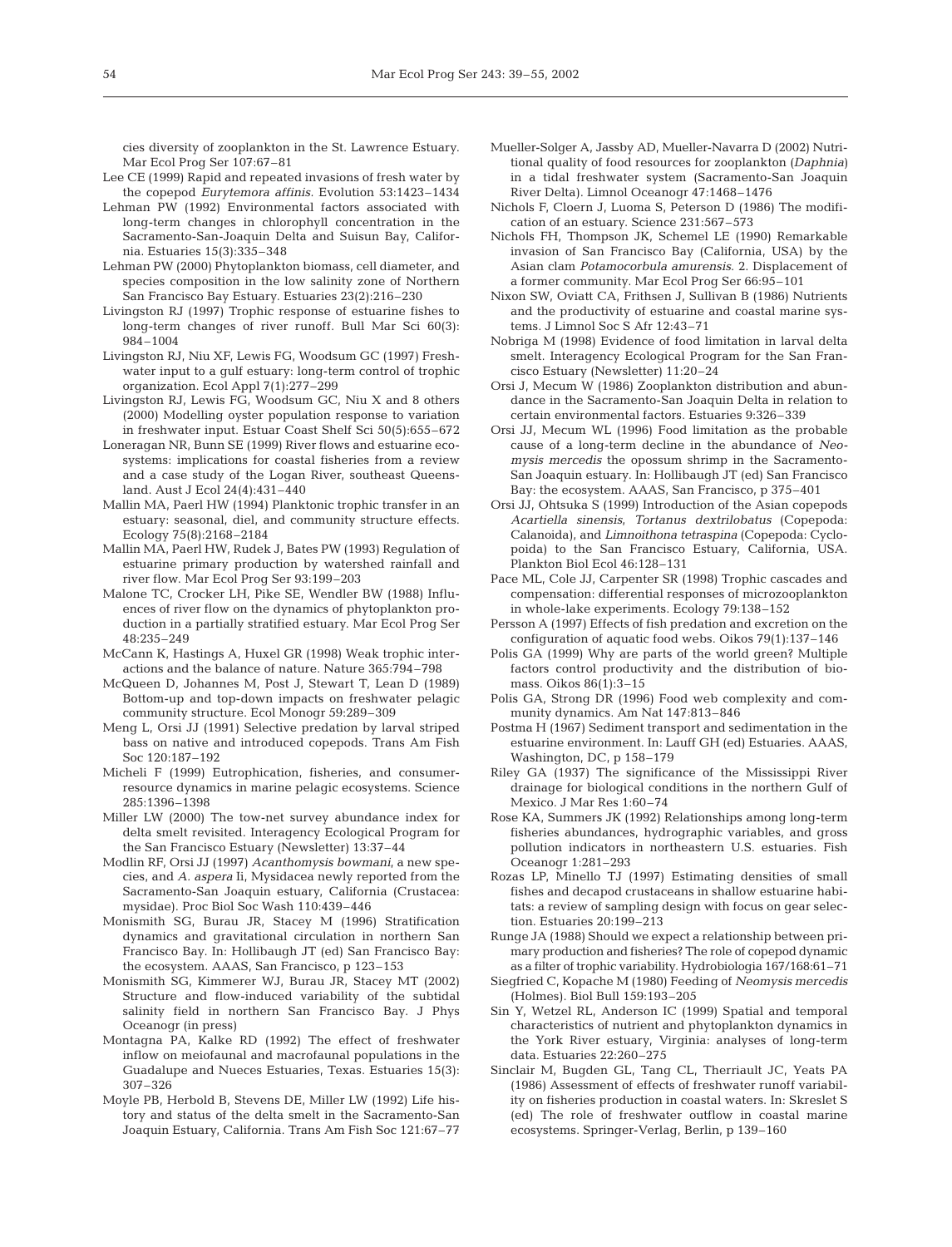cies diversity of zooplankton in the St. Lawrence Estuary. Mar Ecol Prog Ser 107:67–81

Lee CE (1999) Rapid and repeated invasions of fresh water by the copepod *Eurytemora affinis*. Evolution 53:1423–1434

Lehman PW (1992) Environmental factors associated with long-term changes in chlorophyll concentration in the Sacramento-San-Joaquin Delta and Suisun Bay, California. Estuaries 15(3):335–348

Lehman PW (2000) Phytoplankton biomass, cell diameter, and species composition in the low salinity zone of Northern San Francisco Bay Estuary. Estuaries 23(2):216–230

Livingston RJ (1997) Trophic response of estuarine fishes to long-term changes of river runoff. Bull Mar Sci 60(3): 984–1004

Livingston RJ, Niu XF, Lewis FG, Woodsum GC (1997) Freshwater input to a gulf estuary: long-term control of trophic organization. Ecol Appl 7(1):277–299

Livingston RJ, Lewis FG, Woodsum GC, Niu X and 8 others (2000) Modelling oyster population response to variation in freshwater input. Estuar Coast Shelf Sci 50(5):655–672

Loneragan NR, Bunn SE (1999) River flows and estuarine ecosystems: implications for coastal fisheries from a review and a case study of the Logan River, southeast Queensland. Aust J Ecol 24(4):431–440

Mallin MA, Paerl HW (1994) Planktonic trophic transfer in an estuary: seasonal, diel, and community structure effects. Ecology 75(8):2168–2184

Mallin MA, Paerl HW, Rudek J, Bates PW (1993) Regulation of estuarine primary production by watershed rainfall and river flow. Mar Ecol Prog Ser 93:199–203

Malone TC, Crocker LH, Pike SE, Wendler BW (1988) Influences of river flow on the dynamics of phytoplankton production in a partially stratified estuary. Mar Ecol Prog Ser 48:235–249

McCann K, Hastings A, Huxel GR (1998) Weak trophic interactions and the balance of nature. Nature 365:794–798

McQueen D, Johannes M, Post J, Stewart T, Lean D (1989) Bottom-up and top-down impacts on freshwater pelagic community structure. Ecol Monogr 59:289–309

Meng L, Orsi JJ (1991) Selective predation by larval striped bass on native and introduced copepods. Trans Am Fish Soc 120:187–192

Micheli F (1999) Eutrophication, fisheries, and consumer-resource dynamics in marine pelagic ecosystems. Science 285:1396–1398

Miller LW (2000) The tow-net survey abundance index for delta smelt revisited. Interagency Ecological Program for the San Francisco Estuary (Newsletter) 13:37–44

Modlin RF, Orsi JJ (1997) *Acanthomysis bowmani*, a new species, and *A. aspera* Ii, Mysidacea newly reported from the Sacramento-San Joaquin estuary, California (Crustacea: mysidae). Proc Biol Soc Wash 110:439–446

Monismith SG, Burau JR, Stacey M (1996) Stratification dynamics and gravitational circulation in northern San Francisco Bay. In: Hollibaugh JT (ed) San Francisco Bay: the ecosystem. AAAS, San Francisco, p 123–153

Monismith SG, Kimmerer WJ, Burau JR, Stacey MT (2002) Structure and flow-induced variability of the subtidal salinity field in northern San Francisco Bay. J Phys Oceanogr (in press)

Montagna PA, Kalke RD (1992) The effect of freshwater inflow on meiofaunal and macrofaunal populations in the Guadalupe and Nueces Estuaries, Texas. Estuaries 15(3): 307–326

Moyle PB, Herbold B, Stevens DE, Miller LW (1992) Life history and status of the delta smelt in the Sacramento-San Joaquin Estuary, California. Trans Am Fish Soc 121:67–77

Mueller-Solger A, Jassby AD, Mueller-Navarra D (2002) Nutritional quality of food resources for zooplankton (*Daphnia*) in a tidal freshwater system (Sacramento-San Joaquin River Delta). Limnol Oceanogr 47:1468–1476

Nichols F, Cloern J, Luoma S, Peterson D (1986) The modification of an estuary. Science 231:567–573

Nichols FH, Thompson JK, Schemel LE (1990) Remarkable invasion of San Francisco Bay (California, USA) by the Asian clam *Potamocorbula amurensis*. 2. Displacement of a former community. Mar Ecol Prog Ser 66:95–101

Nixon SW, Oviatt CA, Frithsen J, Sullivan B (1986) Nutrients and the productivity of estuarine and coastal marine systems. J Limnol Soc S Afr 12:43–71

Nobriga M (1998) Evidence of food limitation in larval delta smelt. Interagency Ecological Program for the San Francisco Estuary (Newsletter) 11:20–24

Orsi J, Mecum W (1986) Zooplankton distribution and abundance in the Sacramento-San Joaquin Delta in relation to certain environmental factors. Estuaries 9:326–339

Orsi JJ, Mecum WL (1996) Food limitation as the probable cause of a long-term decline in the abundance of *Neomysis mercedis* the opossum shrimp in the Sacramento-San Joaquin estuary. In: Hollibaugh JT (ed) San Francisco Bay: the ecosystem. AAAS, San Francisco, p 375–401

Orsi JJ, Ohtsuka S (1999) Introduction of the Asian copepods *Acartiella sinensis*, *Tortanus dextrilobatus* (Copepoda: Calanoida), and *Limnoithona tetraspina* (Copepoda: Cyclopoida) to the San Francisco Estuary, California, USA. Plankton Biol Ecol 46:128–131

Pace ML, Cole JJ, Carpenter SR (1998) Trophic cascades and compensation: differential responses of microzooplankton in whole-lake experiments. Ecology 79:138–152

Persson A (1997) Effects of fish predation and excretion on the configuration of aquatic food webs. Oikos 79(1):137–146

Polis GA (1999) Why are parts of the world green? Multiple factors control productivity and the distribution of biomass. Oikos 86(1):3–15

Polis GA, Strong DR (1996) Food web complexity and community dynamics. Am Nat 147:813–846

Postma H (1967) Sediment transport and sedimentation in the estuarine environment. In: Lauff GH (ed) Estuaries. AAAS, Washington, DC, p 158–179

Riley GA (1937) The significance of the Mississippi River drainage for biological conditions in the northern Gulf of Mexico. J Mar Res 1:60–74

Rose KA, Summers JK (1992) Relationships among long-term fisheries abundances, hydrographic variables, and gross pollution indicators in northeastern U.S. estuaries. Fish Oceanogr 1:281–293

Rozas LP, Minello TJ (1997) Estimating densities of small fishes and decapod crustaceans in shallow estuarine habitats: a review of sampling design with focus on gear selection. Estuaries 20:199–213

Runge JA (1988) Should we expect a relationship between primary production and fisheries? The role of copepod dynamic as a filter of trophic variability. Hydrobiologia 167/168:61–71

Siegfried C, Kopache M (1980) Feeding of *Neomysis mercedis* (Holmes). Biol Bull 159:193–205

Sin Y, Wetzel RL, Anderson IC (1999) Spatial and temporal characteristics of nutrient and phytoplankton dynamics in the York River estuary, Virginia: analyses of long-term data. Estuaries 22:260–275

Sinclair M, Bugden GL, Tang CL, Therriault JC, Yeats PA (1986) Assessment of effects of freshwater runoff variability on fisheries production in coastal waters. In: Skreslet S (ed) The role of freshwater outflow in coastal marine ecosystems. Springer-Verlag, Berlin, p 139–160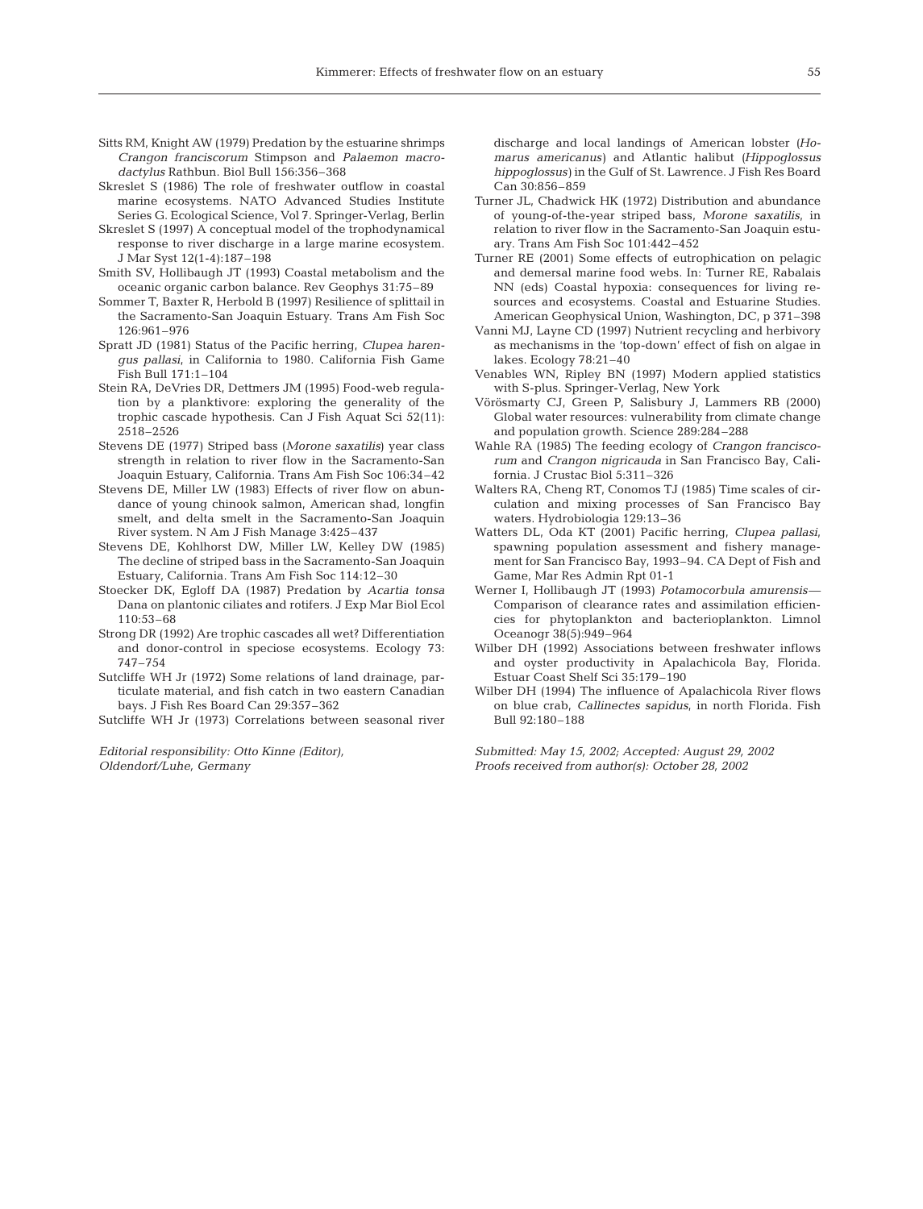Sitts RM, Knight AW (1979) Predation by the estuarine shrimps *Crangon franciscorum* Stimpson and *Palaemon macrodactylus* Rathbun. Biol Bull 156:356–368

Skreslet S (1986) The role of freshwater outflow in coastal marine ecosystems. NATO Advanced Studies Institute Series G. Ecological Science, Vol 7. Springer-Verlag, Berlin

Skreslet S (1997) A conceptual model of the trophodynamical response to river discharge in a large marine ecosystem. J Mar Syst 12(1-4):187–198

Smith SV, Hollibaugh JT (1993) Coastal metabolism and the oceanic organic carbon balance. Rev Geophys 31:75–89

Sommer T, Baxter R, Herbold B (1997) Resilience of splittail in the Sacramento-San Joaquin Estuary. Trans Am Fish Soc 126:961–976

Spratt JD (1981) Status of the Pacific herring, *Clupea harengus pallasi*, in California to 1980. California Fish Game Fish Bull 171:1–104

Stein RA, DeVries DR, Dettmers JM (1995) Food-web regulation by a planktivore: exploring the generality of the trophic cascade hypothesis. Can J Fish Aquat Sci 52(11): 2518–2526

Stevens DE (1977) Striped bass (*Morone saxatilis*) year class strength in relation to river flow in the Sacramento-San Joaquin Estuary, California. Trans Am Fish Soc 106:34–42

Stevens DE, Miller LW (1983) Effects of river flow on abundance of young chinook salmon, American shad, longfin smelt, and delta smelt in the Sacramento-San Joaquin River system. N Am J Fish Manage 3:425–437

Stevens DE, Kohlhorst DW, Miller LW, Kelley DW (1985) The decline of striped bass in the Sacramento-San Joaquin Estuary, California. Trans Am Fish Soc 114:12–30

Stoecker DK, Egloff DA (1987) Predation by *Acartia tonsa* Dana on plantonic ciliates and rotifers. J Exp Mar Biol Ecol 110:53–68

Strong DR (1992) Are trophic cascades all wet? Differentiation and donor-control in speciose ecosystems. Ecology 73: 747–754

Sutcliffe WH Jr (1972) Some relations of land drainage, particulate material, and fish catch in two eastern Canadian bays. J Fish Res Board Can 29:357–362

Sutcliffe WH Jr (1973) Correlations between seasonal river discharge and local landings of American lobster (*Homarus americanus*) and Atlantic halibut (*Hippoglossus hippoglossus*) in the Gulf of St. Lawrence. J Fish Res Board Can 30:856–859

Turner JL, Chadwick HK (1972) Distribution and abundance of young-of-the-year striped bass, *Morone saxatilis*, in relation to river flow in the Sacramento-San Joaquin estuary. Trans Am Fish Soc 101:442–452

Turner RE (2001) Some effects of eutrophication on pelagic and demersal marine food webs. In: Turner RE, Rabalais NN (eds) Coastal hypoxia: consequences for living resources and ecosystems. Coastal and Estuarine Studies. American Geophysical Union, Washington, DC, p 371–398

Vanni MJ, Layne CD (1997) Nutrient recycling and herbivory as mechanisms in the 'top-down' effect of fish on algae in lakes. Ecology 78:21–40

Venables WN, Ripley BN (1997) Modern applied statistics with S-plus. Springer-Verlag, New York

Vörösmarty CJ, Green P, Salisbury J, Lammers RB (2000) Global water resources: vulnerability from climate change and population growth. Science 289:284–288

Wahle RA (1985) The feeding ecology of *Crangon franciscorum* and *Crangon nigricauda* in San Francisco Bay, California. J Crustac Biol 5:311–326

Walters RA, Cheng RT, Conomos TJ (1985) Time scales of circulation and mixing processes of San Francisco Bay waters. Hydrobiologia 129:13–36

Watters DL, Oda KT (2001) Pacific herring, *Clupea pallasi*, spawning population assessment and fishery management for San Francisco Bay, 1993–94. CA Dept of Fish and Game, Mar Res Admin Rpt 01-1

Werner I, Hollibaugh JT (1993) *Potamocorbula amurensis*—Comparison of clearance rates and assimilation efficiencies for phytoplankton and bacterioplankton. Limnol Oceanogr 38(5):949–964

Wilber DH (1992) Associations between freshwater inflows and oyster productivity in Apalachicola Bay, Florida. Estuar Coast Shelf Sci 35:179–190

Wilber DH (1994) The influence of Apalachicola River flows on blue crab, *Callinectes sapidus*, in north Florida. Fish Bull 92:180–188

*Editorial responsibility: Otto Kinne (Editor), Oldendorf/Luhe, Germany*

*Submitted: May 15, 2002; Accepted: August 29, 2002*
*Proofs received from author(s): October 28, 2002*